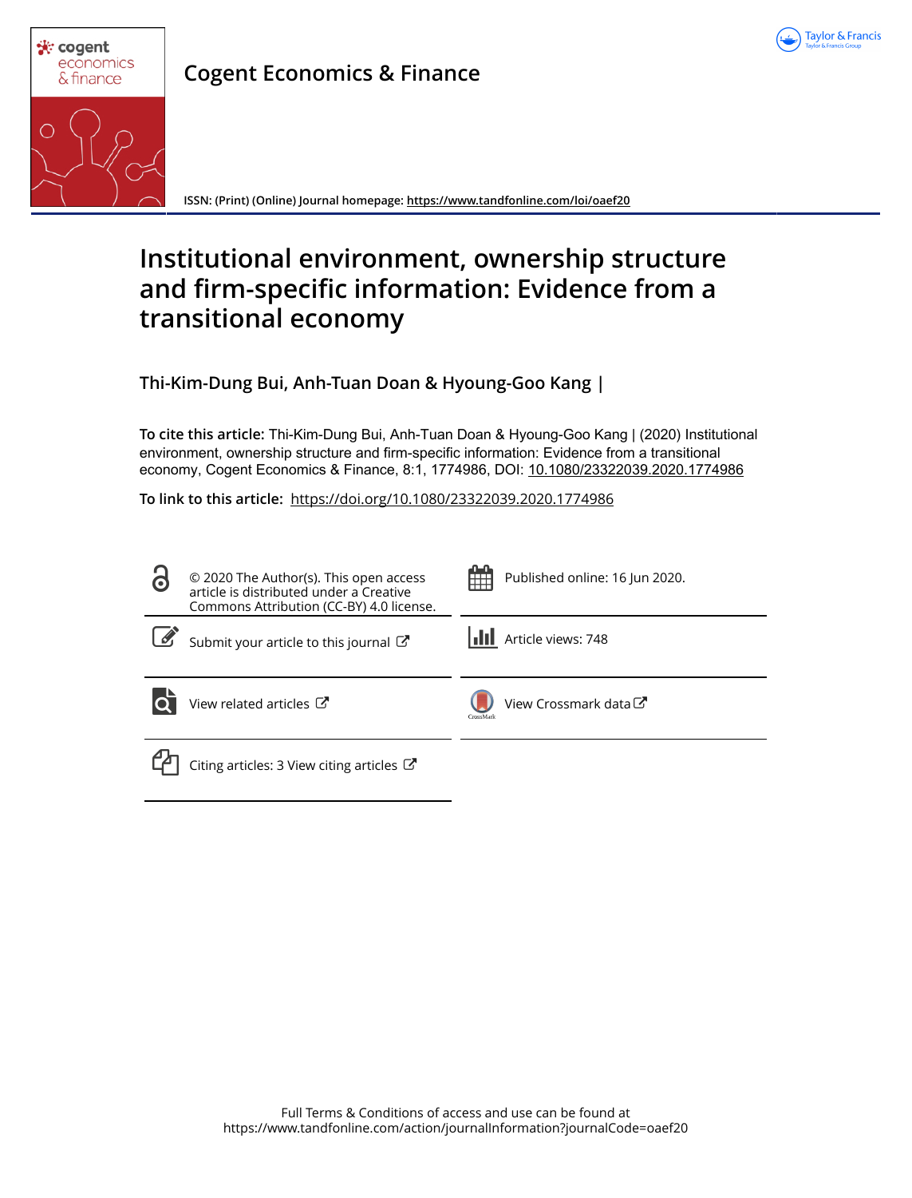# Cogent Economics & Finance

ISSN: (Print) (Online) Journal homepage: https://www.tandfonline.com/loi/oaef20

# Institutional environment, ownership structure and firm-specific information: Evidence from a transitional economy

**Thi-Kim-Dung Bui, Anh-Tuan Doan & Hyoung-Goo Kang |**

**To cite this article:** Thi-Kim-Dung Bui, Anh-Tuan Doan & Hyoung-Goo Kang | (2020) Institutional environment, ownership structure and firm-specific information: Evidence from a transitional economy, Cogent Economics & Finance, 8:1, 1774986, DOI: 10.1080/23322039.2020.1774986

**To link to this article:** https://doi.org/10.1080/23322039.2020.1774986

© 2020 The Author(s). This open access article is distributed under a Creative Commons Attribution (CC-BY) 4.0 license.

Published online: 16 Jun 2020.

Submit your article to this journal

Article views: 748

View related articles

View Crossmark data

Citing articles: 3 View citing articles

Full Terms & Conditions of access and use can be found at https://www.tandfonline.com/action/journalInformation?journalCode=oaef20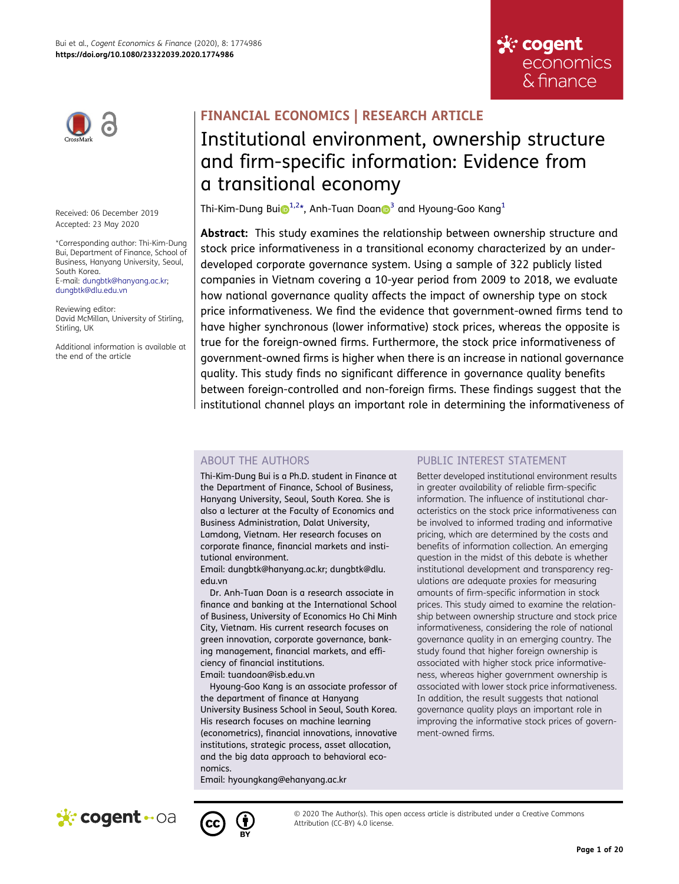FINANCIAL ECONOMICS | RESEARCH ARTICLE

# Institutional environment, ownership structure and firm-specific information: Evidence from a transitional economy

Thi-Kim-Dung Bui[1,2*], Anh-Tuan Doan[3] and Hyoung-Goo Kang[1]

Received: 06 December 2019
Accepted: 23 May 2020

*Corresponding author: Thi-Kim-Dung Bui, Department of Finance, School of Business, Hanyang University, Seoul, South Korea.
E-mail: dungbtk@hanyang.ac.kr; dungbtk@dlu.edu.vn

Reviewing editor:
David McMillan, University of Stirling, Stirling, UK

Additional information is available at the end of the article

**Abstract:** This study examines the relationship between ownership structure and stock price informativeness in a transitional economy characterized by an under-developed corporate governance system. Using a sample of 322 publicly listed companies in Vietnam covering a 10-year period from 2009 to 2018, we evaluate how national governance quality affects the impact of ownership type on stock price informativeness. We find the evidence that government-owned firms tend to have higher synchronous (lower informative) stock prices, whereas the opposite is true for the foreign-owned firms. Furthermore, the stock price informativeness of government-owned firms is higher when there is an increase in national governance quality. This study finds no significant difference in governance quality benefits between foreign-controlled and non-foreign firms. These findings suggest that the institutional channel plays an important role in determining the informativeness of

## ABOUT THE AUTHORS

Thi-Kim-Dung Bui is a Ph.D. student in Finance at the Department of Finance, School of Business, Hanyang University, Seoul, South Korea. She is also a lecturer at the Faculty of Economics and Business Administration, Dalat University, Lamdong, Vietnam. Her research focuses on corporate finance, financial markets and institutional environment.
Email: dungbtk@hanyang.ac.kr; dungbtk@dlu.edu.vn

Dr. Anh-Tuan Doan is a research associate in finance and banking at the International School of Business, University of Economics Ho Chi Minh City, Vietnam. His current research focuses on green innovation, corporate governance, banking management, financial markets, and efficiency of financial institutions.
Email: tuandoan@isb.edu.vn

Hyoung-Goo Kang is an associate professor of the department of finance at Hanyang University Business School in Seoul, South Korea. His research focuses on machine learning (econometrics), financial innovations, innovative institutions, strategic process, asset allocation, and the big data approach to behavioral economics.
Email: hyoungkang@ehanyang.ac.kr

## PUBLIC INTEREST STATEMENT

Better developed institutional environment results in greater availability of reliable firm-specific information. The influence of institutional characteristics on the stock price informativeness can be involved to informed trading and informative pricing, which are determined by the costs and benefits of information collection. An emerging question in the midst of this debate is whether institutional development and transparency regulations are adequate proxies for measuring amounts of firm-specific information in stock prices. This study aimed to examine the relationship between ownership structure and stock price informativeness, considering the role of national governance quality in an emerging country. The study found that higher foreign ownership is associated with higher stock price informativeness, whereas higher government ownership is associated with lower stock price informativeness. In addition, the result suggests that national governance quality plays an important role in improving the informative stock prices of government-owned firms.

© 2020 The Author(s). This open access article is distributed under a Creative Commons Attribution (CC-BY) 4.0 license.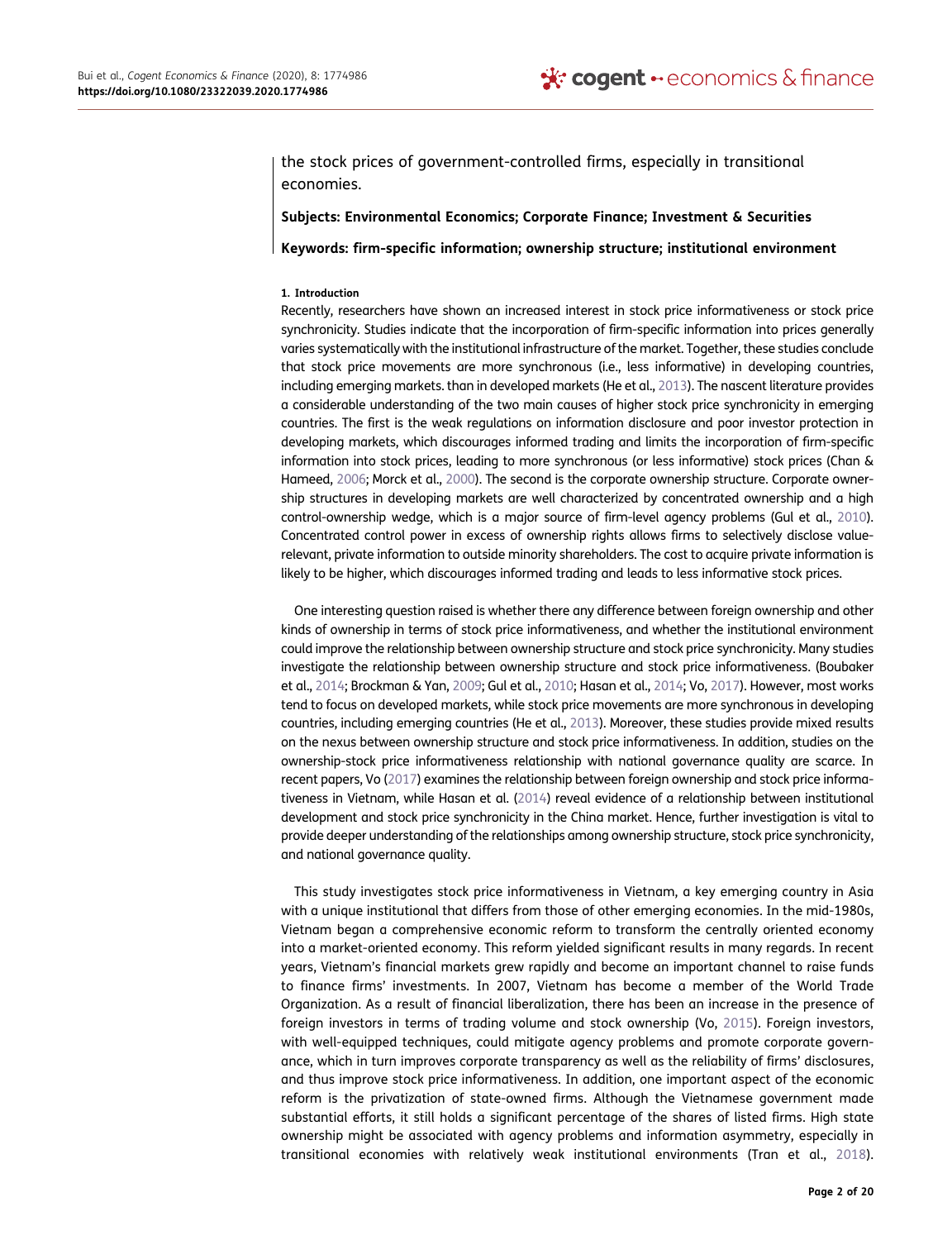the stock prices of government-controlled firms, especially in transitional economies.

**Subjects: Environmental Economics; Corporate Finance; Investment & Securities**

**Keywords: firm-specific information; ownership structure; institutional environment**

## 1. Introduction

Recently, researchers have shown an increased interest in stock price informativeness or stock price synchronicity. Studies indicate that the incorporation of firm-specific information into prices generally varies systematically with the institutional infrastructure of the market. Together, these studies conclude that stock price movements are more synchronous (i.e., less informative) in developing countries, including emerging markets. than in developed markets (He et al., 2013). The nascent literature provides a considerable understanding of the two main causes of higher stock price synchronicity in emerging countries. The first is the weak regulations on information disclosure and poor investor protection in developing markets, which discourages informed trading and limits the incorporation of firm-specific information into stock prices, leading to more synchronous (or less informative) stock prices (Chan & Hameed, 2006; Morck et al., 2000). The second is the corporate ownership structure. Corporate ownership structures in developing markets are well characterized by concentrated ownership and a high control-ownership wedge, which is a major source of firm-level agency problems (Gul et al., 2010). Concentrated control power in excess of ownership rights allows firms to selectively disclose value-relevant, private information to outside minority shareholders. The cost to acquire private information is likely to be higher, which discourages informed trading and leads to less informative stock prices.

One interesting question raised is whether there any difference between foreign ownership and other kinds of ownership in terms of stock price informativeness, and whether the institutional environment could improve the relationship between ownership structure and stock price synchronicity. Many studies investigate the relationship between ownership structure and stock price informativeness. (Boubaker et al., 2014; Brockman & Yan, 2009; Gul et al., 2010; Hasan et al., 2014; Vo, 2017). However, most works tend to focus on developed markets, while stock price movements are more synchronous in developing countries, including emerging countries (He et al., 2013). Moreover, these studies provide mixed results on the nexus between ownership structure and stock price informativeness. In addition, studies on the ownership-stock price informativeness relationship with national governance quality are scarce. In recent papers, Vo (2017) examines the relationship between foreign ownership and stock price informativeness in Vietnam, while Hasan et al. (2014) reveal evidence of a relationship between institutional development and stock price synchronicity in the China market. Hence, further investigation is vital to provide deeper understanding of the relationships among ownership structure, stock price synchronicity, and national governance quality.

This study investigates stock price informativeness in Vietnam, a key emerging country in Asia with a unique institutional that differs from those of other emerging economies. In the mid-1980s, Vietnam began a comprehensive economic reform to transform the centrally oriented economy into a market-oriented economy. This reform yielded significant results in many regards. In recent years, Vietnam's financial markets grew rapidly and become an important channel to raise funds to finance firms' investments. In 2007, Vietnam has become a member of the World Trade Organization. As a result of financial liberalization, there has been an increase in the presence of foreign investors in terms of trading volume and stock ownership (Vo, 2015). Foreign investors, with well-equipped techniques, could mitigate agency problems and promote corporate governance, which in turn improves corporate transparency as well as the reliability of firms' disclosures, and thus improve stock price informativeness. In addition, one important aspect of the economic reform is the privatization of state-owned firms. Although the Vietnamese government made substantial efforts, it still holds a significant percentage of the shares of listed firms. High state ownership might be associated with agency problems and information asymmetry, especially in transitional economies with relatively weak institutional environments (Tran et al., 2018).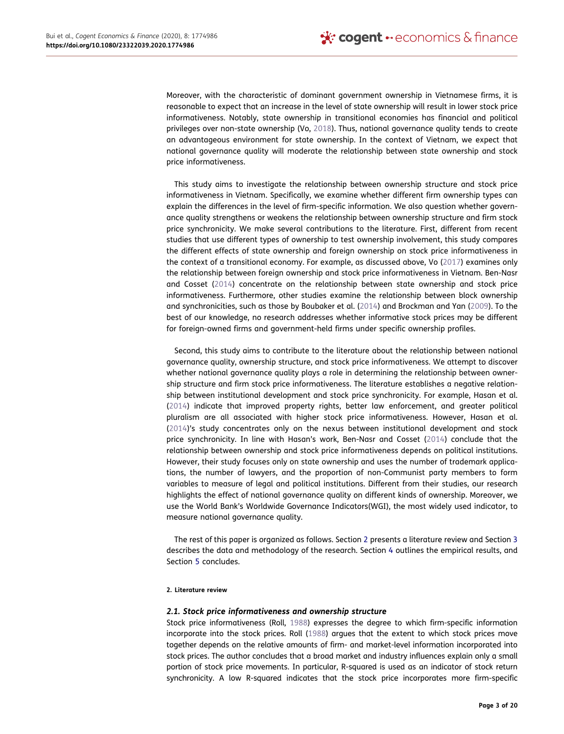Moreover, with the characteristic of dominant government ownership in Vietnamese firms, it is reasonable to expect that an increase in the level of state ownership will result in lower stock price informativeness. Notably, state ownership in transitional economies has financial and political privileges over non-state ownership (Vo, 2018). Thus, national governance quality tends to create an advantageous environment for state ownership. In the context of Vietnam, we expect that national governance quality will moderate the relationship between state ownership and stock price informativeness.

This study aims to investigate the relationship between ownership structure and stock price informativeness in Vietnam. Specifically, we examine whether different firm ownership types can explain the differences in the level of firm-specific information. We also question whether governance quality strengthens or weakens the relationship between ownership structure and firm stock price synchronicity. We make several contributions to the literature. First, different from recent studies that use different types of ownership to test ownership involvement, this study compares the different effects of state ownership and foreign ownership on stock price informativeness in the context of a transitional economy. For example, as discussed above, Vo (2017) examines only the relationship between foreign ownership and stock price informativeness in Vietnam. Ben-Nasr and Cosset (2014) concentrate on the relationship between state ownership and stock price informativeness. Furthermore, other studies examine the relationship between block ownership and synchronicities, such as those by Boubaker et al. (2014) and Brockman and Yan (2009). To the best of our knowledge, no research addresses whether informative stock prices may be different for foreign-owned firms and government-held firms under specific ownership profiles.

Second, this study aims to contribute to the literature about the relationship between national governance quality, ownership structure, and stock price informativeness. We attempt to discover whether national governance quality plays a role in determining the relationship between ownership structure and firm stock price informativeness. The literature establishes a negative relationship between institutional development and stock price synchronicity. For example, Hasan et al. (2014) indicate that improved property rights, better law enforcement, and greater political pluralism are all associated with higher stock price informativeness. However, Hasan et al. (2014)'s study concentrates only on the nexus between institutional development and stock price synchronicity. In line with Hasan's work, Ben-Nasr and Cosset (2014) conclude that the relationship between ownership and stock price informativeness depends on political institutions. However, their study focuses only on state ownership and uses the number of trademark applications, the number of lawyers, and the proportion of non-Communist party members to form variables to measure of legal and political institutions. Different from their studies, our research highlights the effect of national governance quality on different kinds of ownership. Moreover, we use the World Bank's Worldwide Governance Indicators(WGI), the most widely used indicator, to measure national governance quality.

The rest of this paper is organized as follows. Section 2 presents a literature review and Section 3 describes the data and methodology of the research. Section 4 outlines the empirical results, and Section 5 concludes.

## 2. Literature review

### *2.1. Stock price informativeness and ownership structure*

Stock price informativeness (Roll, 1988) expresses the degree to which firm-specific information incorporate into the stock prices. Roll (1988) argues that the extent to which stock prices move together depends on the relative amounts of firm- and market-level information incorporated into stock prices. The author concludes that a broad market and industry influences explain only a small portion of stock price movements. In particular, R-squared is used as an indicator of stock return synchronicity. A low R-squared indicates that the stock price incorporates more firm-specific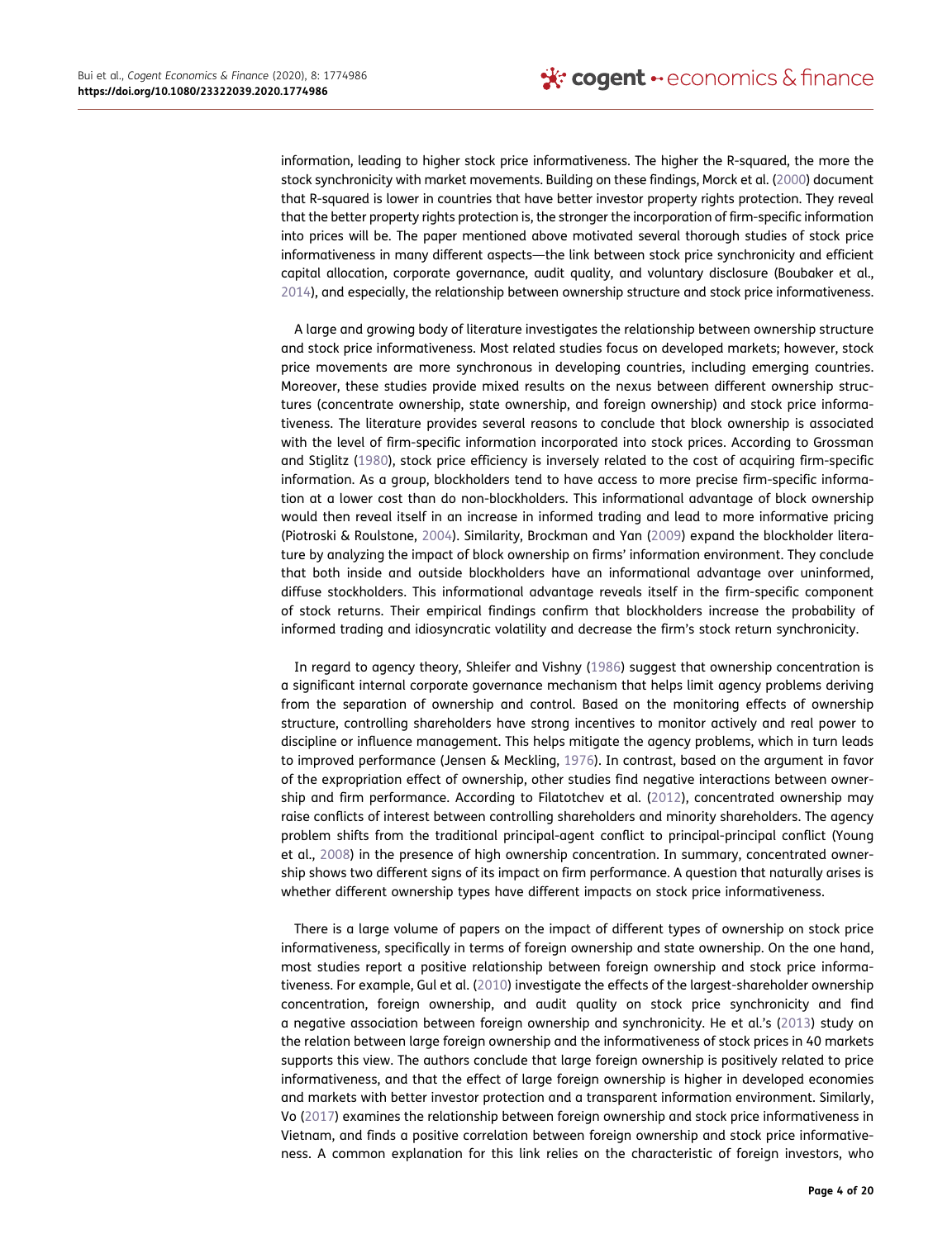information, leading to higher stock price informativeness. The higher the R-squared, the more the stock synchronicity with market movements. Building on these findings, Morck et al. (2000) document that R-squared is lower in countries that have better investor property rights protection. They reveal that the better property rights protection is, the stronger the incorporation of firm-specific information into prices will be. The paper mentioned above motivated several thorough studies of stock price informativeness in many different aspects—the link between stock price synchronicity and efficient capital allocation, corporate governance, audit quality, and voluntary disclosure (Boubaker et al., 2014), and especially, the relationship between ownership structure and stock price informativeness.

A large and growing body of literature investigates the relationship between ownership structure and stock price informativeness. Most related studies focus on developed markets; however, stock price movements are more synchronous in developing countries, including emerging countries. Moreover, these studies provide mixed results on the nexus between different ownership structures (concentrate ownership, state ownership, and foreign ownership) and stock price informativeness. The literature provides several reasons to conclude that block ownership is associated with the level of firm-specific information incorporated into stock prices. According to Grossman and Stiglitz (1980), stock price efficiency is inversely related to the cost of acquiring firm-specific information. As a group, blockholders tend to have access to more precise firm-specific information at a lower cost than do non-blockholders. This informational advantage of block ownership would then reveal itself in an increase in informed trading and lead to more informative pricing (Piotroski & Roulstone, 2004). Similarity, Brockman and Yan (2009) expand the blockholder literature by analyzing the impact of block ownership on firms' information environment. They conclude that both inside and outside blockholders have an informational advantage over uninformed, diffuse stockholders. This informational advantage reveals itself in the firm-specific component of stock returns. Their empirical findings confirm that blockholders increase the probability of informed trading and idiosyncratic volatility and decrease the firm's stock return synchronicity.

In regard to agency theory, Shleifer and Vishny (1986) suggest that ownership concentration is a significant internal corporate governance mechanism that helps limit agency problems deriving from the separation of ownership and control. Based on the monitoring effects of ownership structure, controlling shareholders have strong incentives to monitor actively and real power to discipline or influence management. This helps mitigate the agency problems, which in turn leads to improved performance (Jensen & Meckling, 1976). In contrast, based on the argument in favor of the expropriation effect of ownership, other studies find negative interactions between ownership and firm performance. According to Filatotchev et al. (2012), concentrated ownership may raise conflicts of interest between controlling shareholders and minority shareholders. The agency problem shifts from the traditional principal-agent conflict to principal-principal conflict (Young et al., 2008) in the presence of high ownership concentration. In summary, concentrated ownership shows two different signs of its impact on firm performance. A question that naturally arises is whether different ownership types have different impacts on stock price informativeness.

There is a large volume of papers on the impact of different types of ownership on stock price informativeness, specifically in terms of foreign ownership and state ownership. On the one hand, most studies report a positive relationship between foreign ownership and stock price informativeness. For example, Gul et al. (2010) investigate the effects of the largest-shareholder ownership concentration, foreign ownership, and audit quality on stock price synchronicity and find a negative association between foreign ownership and synchronicity. He et al.'s (2013) study on the relation between large foreign ownership and the informativeness of stock prices in 40 markets supports this view. The authors conclude that large foreign ownership is positively related to price informativeness, and that the effect of large foreign ownership is higher in developed economies and markets with better investor protection and a transparent information environment. Similarly, Vo (2017) examines the relationship between foreign ownership and stock price informativeness in Vietnam, and finds a positive correlation between foreign ownership and stock price informativeness. A common explanation for this link relies on the characteristic of foreign investors, who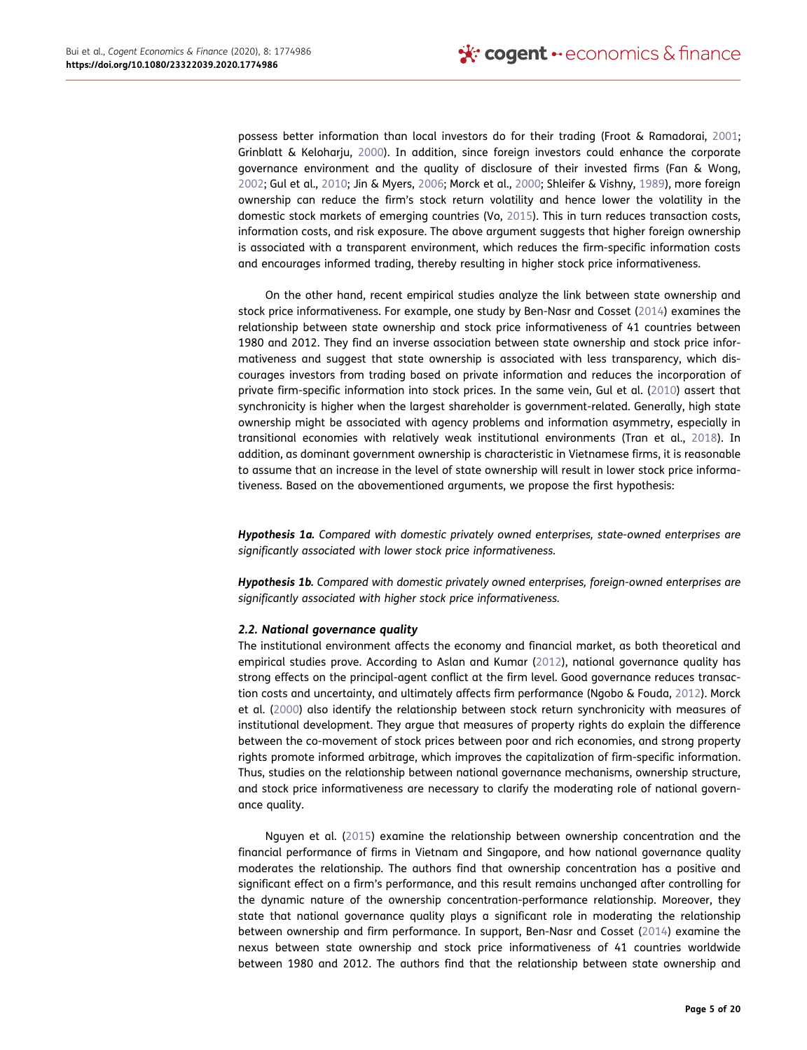possess better information than local investors do for their trading (Froot & Ramadorai, 2001; Grinblatt & Keloharju, 2000). In addition, since foreign investors could enhance the corporate governance environment and the quality of disclosure of their invested firms (Fan & Wong, 2002; Gul et al., 2010; Jin & Myers, 2006; Morck et al., 2000; Shleifer & Vishny, 1989), more foreign ownership can reduce the firm's stock return volatility and hence lower the volatility in the domestic stock markets of emerging countries (Vo, 2015). This in turn reduces transaction costs, information costs, and risk exposure. The above argument suggests that higher foreign ownership is associated with a transparent environment, which reduces the firm-specific information costs and encourages informed trading, thereby resulting in higher stock price informativeness.

On the other hand, recent empirical studies analyze the link between state ownership and stock price informativeness. For example, one study by Ben-Nasr and Cosset (2014) examines the relationship between state ownership and stock price informativeness of 41 countries between 1980 and 2012. They find an inverse association between state ownership and stock price informativeness and suggest that state ownership is associated with less transparency, which discourages investors from trading based on private information and reduces the incorporation of private firm-specific information into stock prices. In the same vein, Gul et al. (2010) assert that synchronicity is higher when the largest shareholder is government-related. Generally, high state ownership might be associated with agency problems and information asymmetry, especially in transitional economies with relatively weak institutional environments (Tran et al., 2018). In addition, as dominant government ownership is characteristic in Vietnamese firms, it is reasonable to assume that an increase in the level of state ownership will result in lower stock price informativeness. Based on the abovementioned arguments, we propose the first hypothesis:

***Hypothesis 1a.*** *Compared with domestic privately owned enterprises, state-owned enterprises are significantly associated with lower stock price informativeness.*

***Hypothesis 1b.*** *Compared with domestic privately owned enterprises, foreign-owned enterprises are significantly associated with higher stock price informativeness.*

### *2.2. National governance quality*

The institutional environment affects the economy and financial market, as both theoretical and empirical studies prove. According to Aslan and Kumar (2012), national governance quality has strong effects on the principal-agent conflict at the firm level. Good governance reduces transaction costs and uncertainty, and ultimately affects firm performance (Ngobo & Fouda, 2012). Morck et al. (2000) also identify the relationship between stock return synchronicity with measures of institutional development. They argue that measures of property rights do explain the difference between the co-movement of stock prices between poor and rich economies, and strong property rights promote informed arbitrage, which improves the capitalization of firm-specific information. Thus, studies on the relationship between national governance mechanisms, ownership structure, and stock price informativeness are necessary to clarify the moderating role of national governance quality.

Nguyen et al. (2015) examine the relationship between ownership concentration and the financial performance of firms in Vietnam and Singapore, and how national governance quality moderates the relationship. The authors find that ownership concentration has a positive and significant effect on a firm's performance, and this result remains unchanged after controlling for the dynamic nature of the ownership concentration-performance relationship. Moreover, they state that national governance quality plays a significant role in moderating the relationship between ownership and firm performance. In support, Ben-Nasr and Cosset (2014) examine the nexus between state ownership and stock price informativeness of 41 countries worldwide between 1980 and 2012. The authors find that the relationship between state ownership and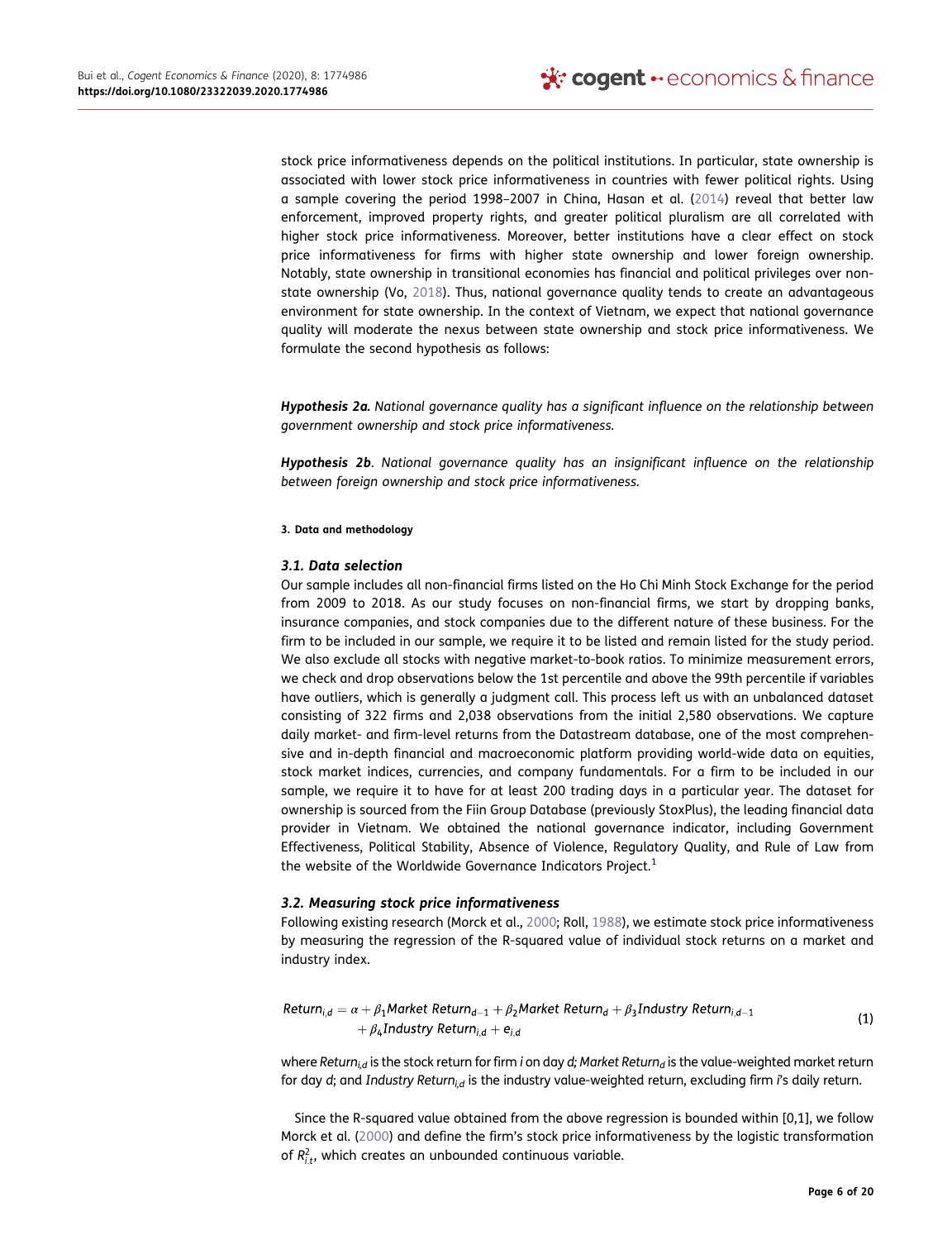stock price informativeness depends on the political institutions. In particular, state ownership is associated with lower stock price informativeness in countries with fewer political rights. Using a sample covering the period 1998–2007 in China, Hasan et al. (2014) reveal that better law enforcement, improved property rights, and greater political pluralism are all correlated with higher stock price informativeness. Moreover, better institutions have a clear effect on stock price informativeness for firms with higher state ownership and lower foreign ownership. Notably, state ownership in transitional economies has financial and political privileges over non-state ownership (Vo, 2018). Thus, national governance quality tends to create an advantageous environment for state ownership. In the context of Vietnam, we expect that national governance quality will moderate the nexus between state ownership and stock price informativeness. We formulate the second hypothesis as follows:

***Hypothesis 2a.*** *National governance quality has a significant influence on the relationship between government ownership and stock price informativeness.*

***Hypothesis 2b***. *National governance quality has an insignificant influence on the relationship between foreign ownership and stock price informativeness.*

#### 3. Data and methodology

### 3.1. Data selection

Our sample includes all non-financial firms listed on the Ho Chi Minh Stock Exchange for the period from 2009 to 2018. As our study focuses on non-financial firms, we start by dropping banks, insurance companies, and stock companies due to the different nature of these business. For the firm to be included in our sample, we require it to be listed and remain listed for the study period. We also exclude all stocks with negative market-to-book ratios. To minimize measurement errors, we check and drop observations below the 1st percentile and above the 99th percentile if variables have outliers, which is generally a judgment call. This process left us with an unbalanced dataset consisting of 322 firms and 2,038 observations from the initial 2,580 observations. We capture daily market- and firm-level returns from the Datastream database, one of the most comprehensive and in-depth financial and macroeconomic platform providing world-wide data on equities, stock market indices, currencies, and company fundamentals. For a firm to be included in our sample, we require it to have for at least 200 trading days in a particular year. The dataset for ownership is sourced from the Fiin Group Database (previously StoxPlus), the leading financial data provider in Vietnam. We obtained the national governance indicator, including Government Effectiveness, Political Stability, Absence of Violence, Regulatory Quality, and Rule of Law from the website of the Worldwide Governance Indicators Project.[1]

### 3.2. Measuring stock price informativeness

Following existing research (Morck et al., 2000; Roll, 1988), we estimate stock price informativeness by measuring the regression of the R-squared value of individual stock returns on a market and industry index.

$$Return_{i,d} = \alpha + \beta_1 Market\ Return_{d-1} + \beta_2 Market\ Return_d + \beta_3 Industry\ Return_{i,d-1} + \beta_4 Industry\ Return_{i,d} + e_{i,d} \quad (1)$$

where $Return_{i,d}$ is the stock return for firm *i* on day *d; Market* $Return_d$ is the value-weighted market return for day *d*; and *Industry* $Return_{i,d}$ is the industry value-weighted return, excluding firm *i*'s daily return.

Since the R-squared value obtained from the above regression is bounded within [0,1], we follow Morck et al. (2000) and define the firm's stock price informativeness by the logistic transformation of $R^2_{i,t}$, which creates an unbounded continuous variable.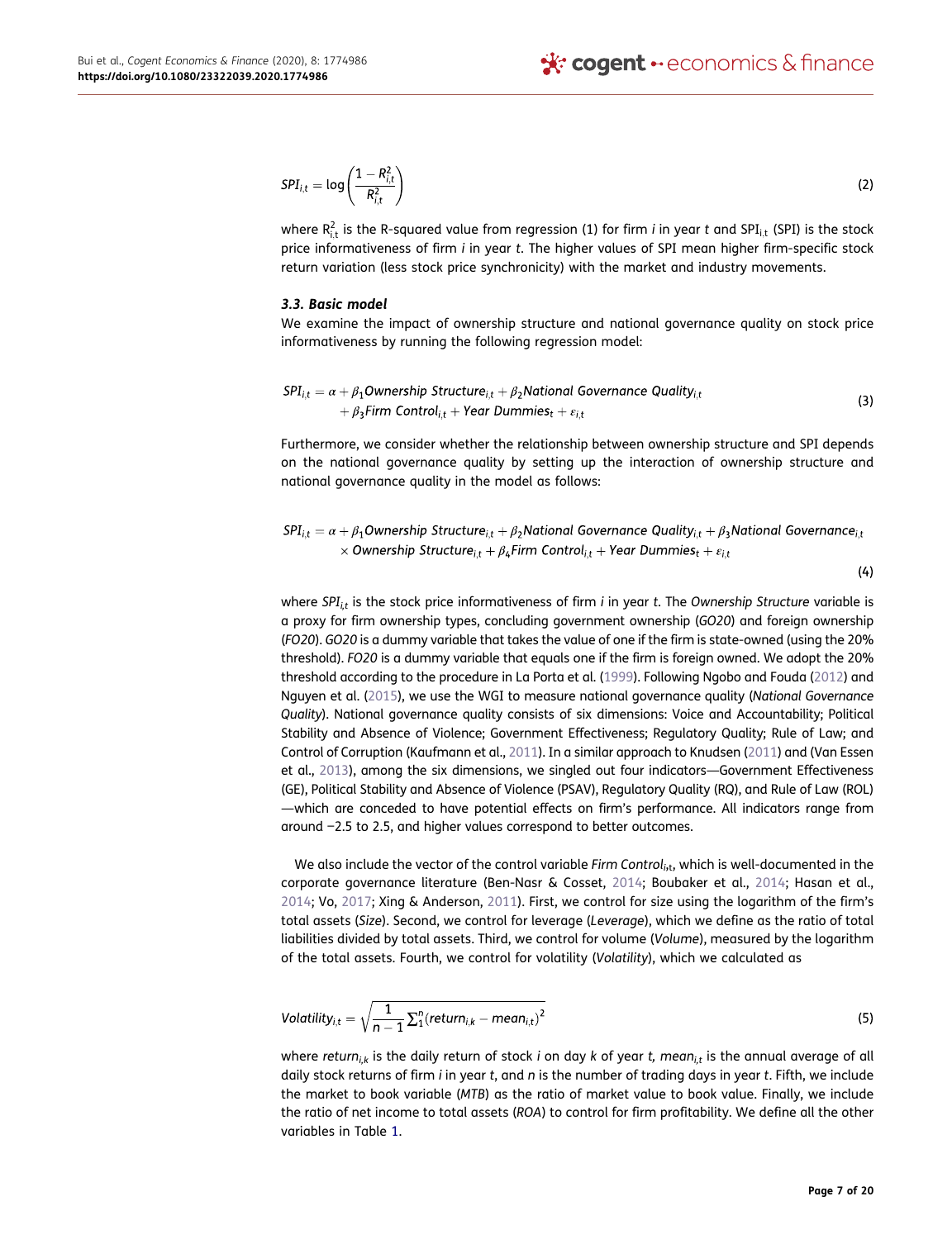$$SPI_{i,t} = \log\left(\frac{1 - R_{i,t}^2}{R_{i,t}^2}\right) \quad (2)$$

where $R_{i,t}^2$ is the R-squared value from regression (1) for firm *i* in year *t* and $SPI_{i,t}$ (SPI) is the stock price informativeness of firm *i* in year *t*. The higher values of SPI mean higher firm-specific stock return variation (less stock price synchronicity) with the market and industry movements.

### *3.3. Basic model*

We examine the impact of ownership structure and national governance quality on stock price informativeness by running the following regression model:

$$SPI_{i,t} = \alpha + \beta_1 Ownership\ Structure_{i,t} + \beta_2 National\ Governance\ Quality_{i,t} + \beta_3 Firm\ Control_{i,t} + Year\ Dummies_t + \varepsilon_{i,t} \quad (3)$$

Furthermore, we consider whether the relationship between ownership structure and SPI depends on the national governance quality by setting up the interaction of ownership structure and national governance quality in the model as follows:

$$SPI_{i,t} = \alpha + \beta_1 Ownership\ Structure_{i,t} + \beta_2 National\ Governance\ Quality_{i,t} + \beta_3 National\ Governance_{i,t} \times Ownership\ Structure_{i,t} + \beta_4 Firm\ Control_{i,t} + Year\ Dummies_t + \varepsilon_{i,t} \quad (4)$$

where $SPI_{i,t}$ is the stock price informativeness of firm *i* in year *t*. The *Ownership Structure* variable is a proxy for firm ownership types, concluding government ownership (*GO20*) and foreign ownership (*FO20*). *GO20* is a dummy variable that takes the value of one if the firm is state-owned (using the 20% threshold). *FO20* is a dummy variable that equals one if the firm is foreign owned. We adopt the 20% threshold according to the procedure in La Porta et al. (1999). Following Ngobo and Fouda (2012) and Nguyen et al. (2015), we use the WGI to measure national governance quality (*National Governance Quality*). National governance quality consists of six dimensions: Voice and Accountability; Political Stability and Absence of Violence; Government Effectiveness; Regulatory Quality; Rule of Law; and Control of Corruption (Kaufmann et al., 2011). In a similar approach to Knudsen (2011) and (Van Essen et al., 2013), among the six dimensions, we singled out four indicators—Government Effectiveness (GE), Political Stability and Absence of Violence (PSAV), Regulatory Quality (RQ), and Rule of Law (ROL)—which are conceded to have potential effects on firm's performance. All indicators range from around −2.5 to 2.5, and higher values correspond to better outcomes.

We also include the vector of the control variable $Firm\ Control_{i,t}$, which is well-documented in the corporate governance literature (Ben-Nasr & Cosset, 2014; Boubaker et al., 2014; Hasan et al., 2014; Vo, 2017; Xing & Anderson, 2011). First, we control for size using the logarithm of the firm's total assets (*Size*). Second, we control for leverage (*Leverage*), which we define as the ratio of total liabilities divided by total assets. Third, we control for volume (*Volume*), measured by the logarithm of the total assets. Fourth, we control for volatility (*Volatility*), which we calculated as

$$Volatility_{i,t} = \sqrt{\frac{1}{n-1}\sum_1^n (return_{i,k} - mean_{i,t})^2} \quad (5)$$

where $return_{i,k}$ is the daily return of stock *i* on day *k* of year *t*, $mean_{i,t}$ is the annual average of all daily stock returns of firm *i* in year *t*, and *n* is the number of trading days in year *t*. Fifth, we include the market to book variable (*MTB*) as the ratio of market value to book value. Finally, we include the ratio of net income to total assets (*ROA*) to control for firm profitability. We define all the other variables in Table 1.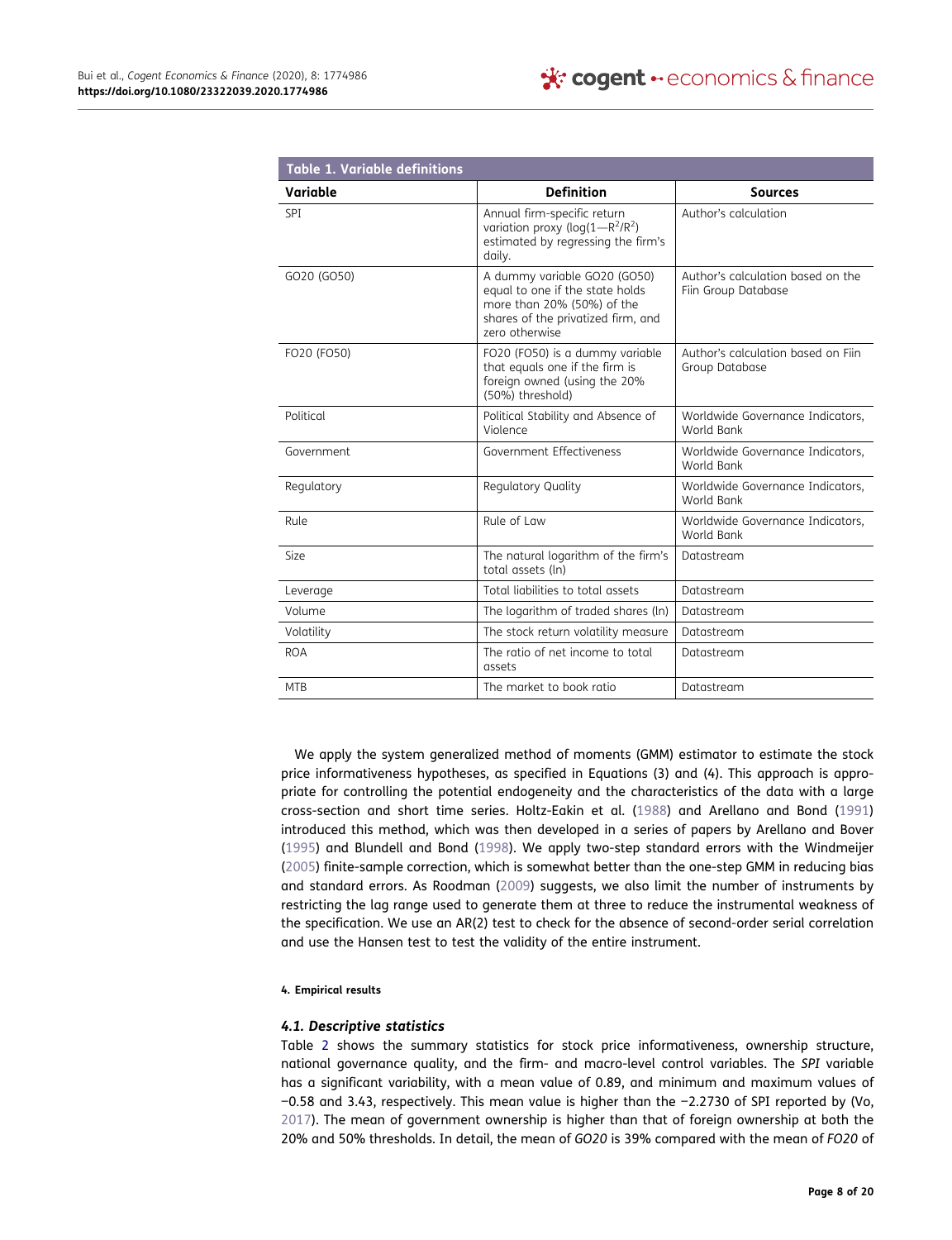**Table 1. Variable definitions**

| Variable | Definition | Sources |
|---|---|---|
| SPI | Annual firm-specific return variation proxy ($\log(1—R^2/R^2)$ estimated by regressing the firm's daily. | Author's calculation |
| GO20 (GO50) | A dummy variable GO20 (GO50) equal to one if the state holds more than 20% (50%) of the shares of the privatized firm, and zero otherwise | Author's calculation based on the Fiin Group Database |
| FO20 (FO50) | FO20 (FO50) is a dummy variable that equals one if the firm is foreign owned (using the 20% (50%) threshold) | Author's calculation based on Fiin Group Database |
| Political | Political Stability and Absence of Violence | Worldwide Governance Indicators, World Bank |
| Government | Government Effectiveness | Worldwide Governance Indicators, World Bank |
| Regulatory | Regulatory Quality | Worldwide Governance Indicators, World Bank |
| Rule | Rule of Law | Worldwide Governance Indicators, World Bank |
| Size | The natural logarithm of the firm's total assets (ln) | Datastream |
| Leverage | Total liabilities to total assets | Datastream |
| Volume | The logarithm of traded shares (ln) | Datastream |
| Volatility | The stock return volatility measure | Datastream |
| ROA | The ratio of net income to total assets | Datastream |
| MTB | The market to book ratio | Datastream |

We apply the system generalized method of moments (GMM) estimator to estimate the stock price informativeness hypotheses, as specified in Equations (3) and (4). This approach is appropriate for controlling the potential endogeneity and the characteristics of the data with a large cross-section and short time series. Holtz-Eakin et al. (1988) and Arellano and Bond (1991) introduced this method, which was then developed in a series of papers by Arellano and Bover (1995) and Blundell and Bond (1998). We apply two-step standard errors with the Windmeijer (2005) finite-sample correction, which is somewhat better than the one-step GMM in reducing bias and standard errors. As Roodman (2009) suggests, we also limit the number of instruments by restricting the lag range used to generate them at three to reduce the instrumental weakness of the specification. We use an AR(2) test to check for the absence of second-order serial correlation and use the Hansen test to test the validity of the entire instrument.

#### 4. Empirical results

### 4.1. Descriptive statistics

Table 2 shows the summary statistics for stock price informativeness, ownership structure, national governance quality, and the firm- and macro-level control variables. The *SPI* variable has a significant variability, with a mean value of 0.89, and minimum and maximum values of −0.58 and 3.43, respectively. This mean value is higher than the −2.2730 of SPI reported by (Vo, 2017). The mean of government ownership is higher than that of foreign ownership at both the 20% and 50% thresholds. In detail, the mean of *GO20* is 39% compared with the mean of *FO20* of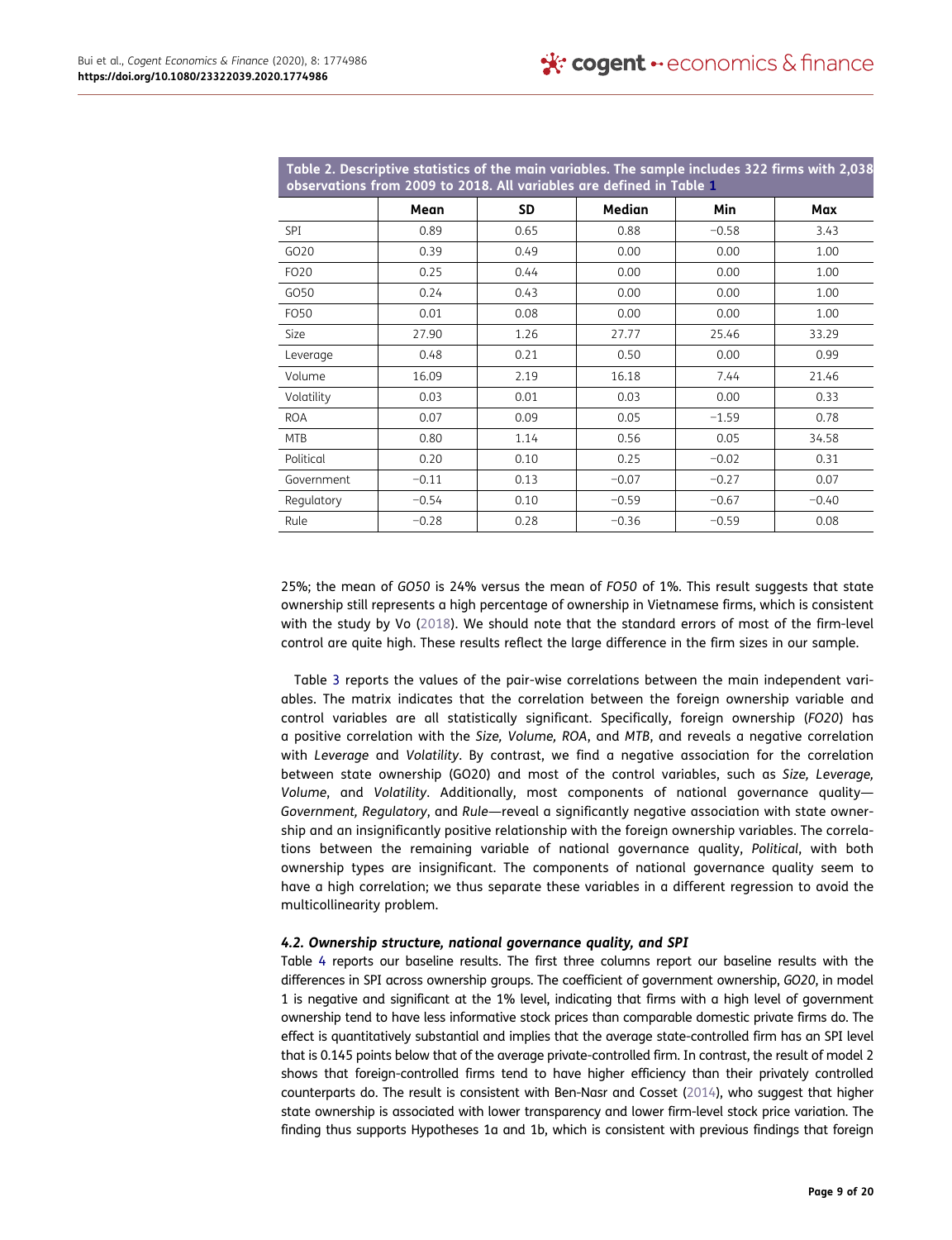**Table 2. Descriptive statistics of the main variables. The sample includes 322 firms with 2,038 observations from 2009 to 2018. All variables are defined in Table 1**

| | Mean | SD | Median | Min | Max |
|---|---|---|---|---|---|
| SPI | 0.89 | 0.65 | 0.88 | −0.58 | 3.43 |
| GO20 | 0.39 | 0.49 | 0.00 | 0.00 | 1.00 |
| FO20 | 0.25 | 0.44 | 0.00 | 0.00 | 1.00 |
| GO50 | 0.24 | 0.43 | 0.00 | 0.00 | 1.00 |
| FO50 | 0.01 | 0.08 | 0.00 | 0.00 | 1.00 |
| Size | 27.90 | 1.26 | 27.77 | 25.46 | 33.29 |
| Leverage | 0.48 | 0.21 | 0.50 | 0.00 | 0.99 |
| Volume | 16.09 | 2.19 | 16.18 | 7.44 | 21.46 |
| Volatility | 0.03 | 0.01 | 0.03 | 0.00 | 0.33 |
| ROA | 0.07 | 0.09 | 0.05 | −1.59 | 0.78 |
| MTB | 0.80 | 1.14 | 0.56 | 0.05 | 34.58 |
| Political | 0.20 | 0.10 | 0.25 | −0.02 | 0.31 |
| Government | −0.11 | 0.13 | −0.07 | −0.27 | 0.07 |
| Regulatory | −0.54 | 0.10 | −0.59 | −0.67 | −0.40 |
| Rule | −0.28 | 0.28 | −0.36 | −0.59 | 0.08 |

25%; the mean of *GO50* is 24% versus the mean of *FO50* of 1%. This result suggests that state ownership still represents a high percentage of ownership in Vietnamese firms, which is consistent with the study by Vo (2018). We should note that the standard errors of most of the firm-level control are quite high. These results reflect the large difference in the firm sizes in our sample.

Table 3 reports the values of the pair-wise correlations between the main independent variables. The matrix indicates that the correlation between the foreign ownership variable and control variables are all statistically significant. Specifically, foreign ownership (*FO20*) has a positive correlation with the *Size, Volume, ROA*, and *MTB*, and reveals a negative correlation with *Leverage* and *Volatility*. By contrast, we find a negative association for the correlation between state ownership (GO20) and most of the control variables, such as *Size, Leverage, Volume*, and *Volatility*. Additionally, most components of national governance quality—*Government, Regulatory*, and *Rule*—reveal a significantly negative association with state ownership and an insignificantly positive relationship with the foreign ownership variables. The correlations between the remaining variable of national governance quality, *Political*, with both ownership types are insignificant. The components of national governance quality seem to have a high correlation; we thus separate these variables in a different regression to avoid the multicollinearity problem.

### *4.2. Ownership structure, national governance quality, and SPI*

Table 4 reports our baseline results. The first three columns report our baseline results with the differences in SPI across ownership groups. The coefficient of government ownership, *GO20*, in model 1 is negative and significant at the 1% level, indicating that firms with a high level of government ownership tend to have less informative stock prices than comparable domestic private firms do. The effect is quantitatively substantial and implies that the average state-controlled firm has an SPI level that is 0.145 points below that of the average private-controlled firm. In contrast, the result of model 2 shows that foreign-controlled firms tend to have higher efficiency than their privately controlled counterparts do. The result is consistent with Ben-Nasr and Cosset (2014), who suggest that higher state ownership is associated with lower transparency and lower firm-level stock price variation. The finding thus supports Hypotheses 1a and 1b, which is consistent with previous findings that foreign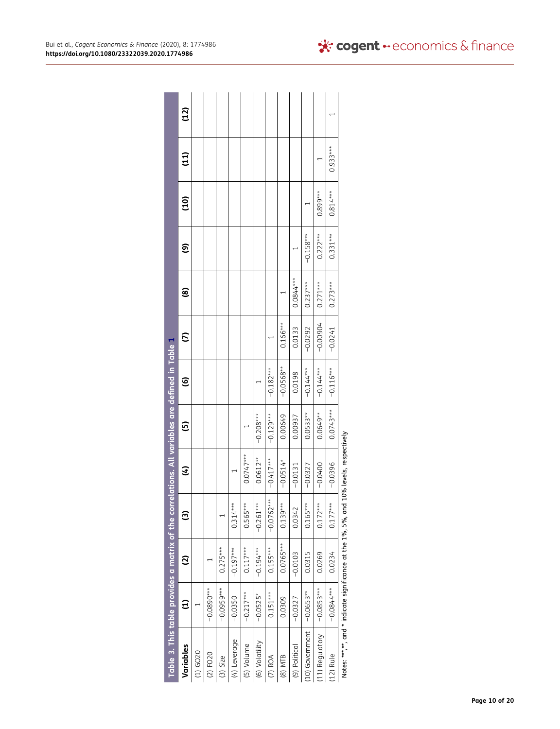**Table 3. This table provides a matrix of the correlations. All variables are defined in Table 1**

| Variables | (1) | (2) | (3) | (4) | (5) | (6) | (7) | (8) | (9) | (10) | (11) | (12) |
|---|---|---|---|---|---|---|---|---|---|---|---|---|
| (1) GO20 | 1 | | | | | | | | | | | |
| (2) FO20 | −0.0890*** | 1 | | | | | | | | | | |
| (3) Size | −0.0959*** | 0.275*** | 1 | | | | | | | | | |
| (4) Leverage | −0.0350 | −0.197*** | 0.314*** | 1 | | | | | | | | |
| (5) Volume | −0.217*** | 0.117*** | 0.565*** | 0.0747*** | 1 | | | | | | | |
| (6) Volatility | −0.0525* | −0.194*** | −0.261*** | 0.0612** | −0.208*** | 1 | | | | | | |
| (7) ROA | 0.151*** | 0.155*** | −0.0762*** | −0.417*** | −0.129*** | −0.182*** | 1 | | | | | |
| (8) MTB | 0.0309 | 0.0765*** | 0.139*** | −0.0514* | 0.00649 | −0.0568** | 0.166*** | 1 | | | | |
| (9) Political | −0.0327 | −0.0103 | 0.0342 | −0.0131 | 0.00937 | 0.0198 | 0.0133 | 0.0844*** | 1 | | | |
| (10) Government | −0.0653** | 0.0315 | 0.165*** | −0.0327 | 0.0533** | −0.144*** | −0.0292 | 0.237*** | −0.158*** | 1 | | |
| (11) Regulatory | −0.0853*** | 0.0269 | 0.172*** | −0.0400 | 0.0649** | −0.144*** | −0.00904 | 0.271*** | 0.222*** | 0.899*** | 1 | |
| (12) Rule | −0.0844*** | 0.0234 | 0.177*** | −0.0396 | 0.0743*** | −0.116*** | −0.0241 | 0.273*** | 0.331*** | 0.814*** | 0.933*** | 1 |

Notes: ***,**, and * indicate significance at the 1%, 5%, and 10% levels, respectively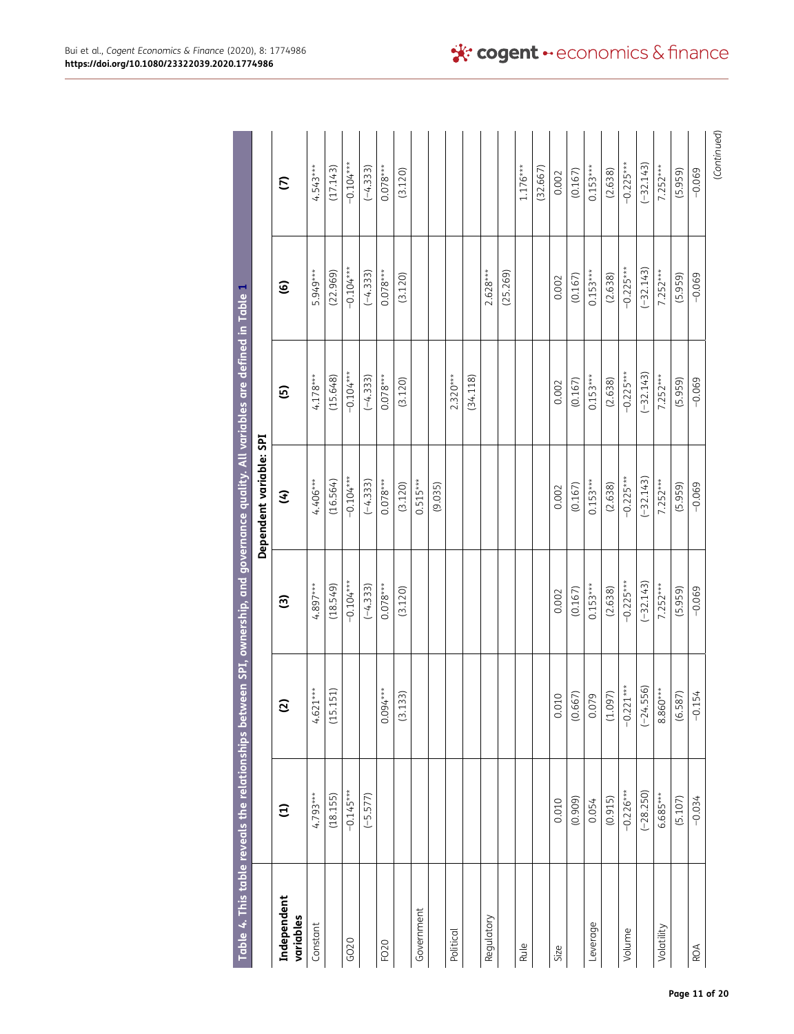Table 4. This table reveals the relationships between SPI, ownership, and governance quality. All variables are defined in Table 1

| Independent variables | Dependent variable: SPI | | | | | | |
|---|---|---|---|---|---|---|---|
| | (1) | (2) | (3) | (4) | (5) | (6) | (7) |
| Constant | 4.793*** | 4.621*** | 4.897*** | 4.406*** | 4.178*** | 5.949*** | 4.543*** |
| | (18.155) | (15.151) | (18.549) | (16.564) | (15.648) | (22.969) | (17.143) |
| GO20 | −0.145*** | | −0.104*** | −0.104*** | −0.104*** | −0.104*** | −0.104*** |
| | (−5.577) | | (−4.333) | (−4.333) | (−4.333) | (−4.333) | (−4.333) |
| FO20 | | 0.094*** | 0.078*** | 0.078*** | 0.078*** | 0.078*** | 0.078*** |
| | | (3.133) | (3.120) | (3.120) | (3.120) | (3.120) | (3.120) |
| Government | | | | 0.515*** | | | |
| | | | | (9.035) | | | |
| Political | | | | | 2.320*** | | |
| | | | | | (34.118) | | |
| Regulatory | | | | | | 2.628*** | |
| | | | | | | (25.269) | |
| Rule | | | | | | | 1.176*** |
| | | | | | | | (32.667) |
| Size | 0.010 | 0.010 | 0.002 | 0.002 | 0.002 | 0.002 | 0.002 |
| | (0.909) | (0.667) | (0.167) | (0.167) | (0.167) | (0.167) | (0.167) |
| Leverage | 0.054 | 0.079 | 0.153*** | 0.153*** | 0.153*** | 0.153*** | 0.153*** |
| | (0.915) | (1.097) | (2.638) | (2.638) | (2.638) | (2.638) | (2.638) |
| Volume | −0.226*** | −0.221*** | −0.225*** | −0.225*** | −0.225*** | −0.225*** | −0.225*** |
| | (−28.250) | (−24.556) | (−32.143) | (−32.143) | (−32.143) | (−32.143) | (−32.143) |
| Volatility | 6.685*** | 8.860*** | 7.252*** | 7.252*** | 7.252*** | 7.252*** | 7.252*** |
| | (5.107) | (6.587) | (5.959) | (5.959) | (5.959) | (5.959) | (5.959) |
| ROA | −0.034 | −0.154 | −0.069 | −0.069 | −0.069 | −0.069 | −0.069 |

(Continued)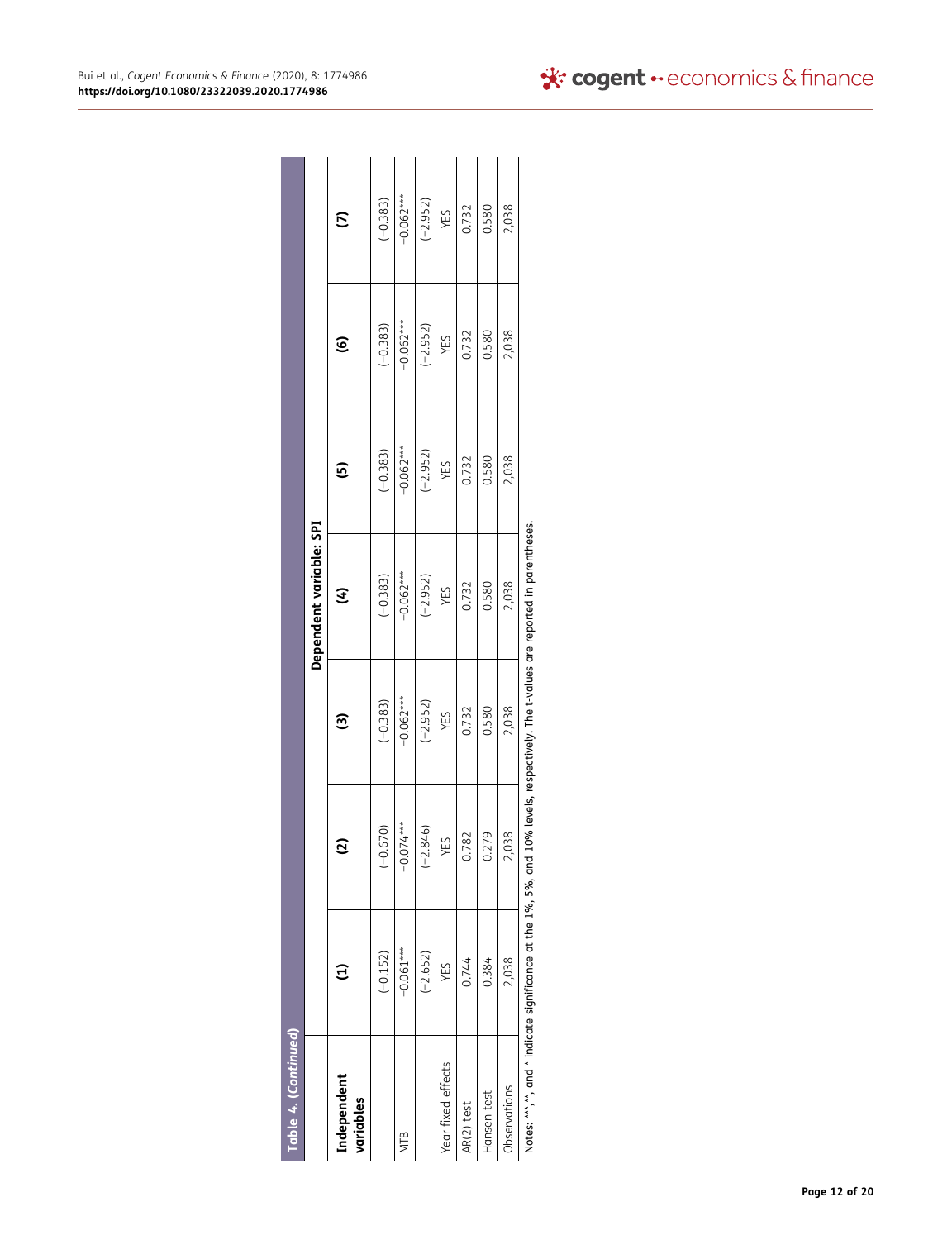**Table 4. (Continued)**

| Independent variables | Dependent variable: SPI | | | | | | |
|---|---|---|---|---|---|---|---|
| | (1) | (2) | (3) | (4) | (5) | (6) | (7) |
| | (−0.152) | (−0.670) | (−0.383) | (−0.383) | (−0.383) | (−0.383) | (−0.383) |
| MTB | −0.061*** | −0.074*** | −0.062*** | −0.062*** | −0.062*** | −0.062*** | −0.062*** |
| | (−2.652) | (−2.846) | (−2.952) | (−2.952) | (−2.952) | (−2.952) | (−2.952) |
| Year fixed effects | YES | YES | YES | YES | YES | YES | YES |
| AR(2) test | 0.744 | 0.782 | 0.732 | 0.732 | 0.732 | 0.732 | 0.732 |
| Hansen test | 0.384 | 0.279 | 0.580 | 0.580 | 0.580 | 0.580 | 0.580 |
| Observations | 2,038 | 2,038 | 2,038 | 2,038 | 2,038 | 2,038 | 2,038 |

Notes: ***,**, and * indicate significance at the 1%, 5%, and 10% levels, respectively. The t-values are reported in parentheses.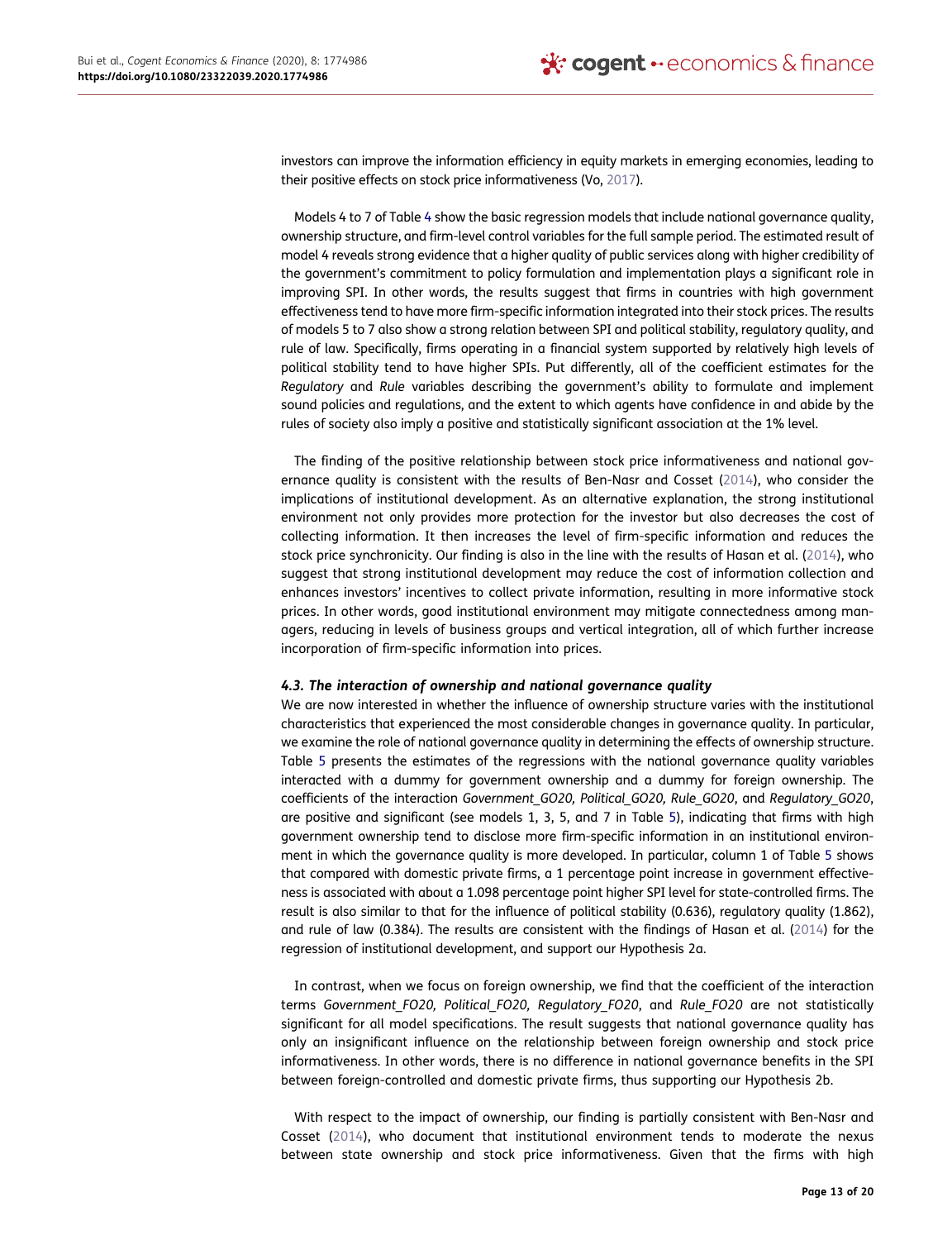investors can improve the information efficiency in equity markets in emerging economies, leading to their positive effects on stock price informativeness (Vo, 2017).

Models 4 to 7 of Table 4 show the basic regression models that include national governance quality, ownership structure, and firm-level control variables for the full sample period. The estimated result of model 4 reveals strong evidence that a higher quality of public services along with higher credibility of the government's commitment to policy formulation and implementation plays a significant role in improving SPI. In other words, the results suggest that firms in countries with high government effectiveness tend to have more firm-specific information integrated into their stock prices. The results of models 5 to 7 also show a strong relation between SPI and political stability, regulatory quality, and rule of law. Specifically, firms operating in a financial system supported by relatively high levels of political stability tend to have higher SPIs. Put differently, all of the coefficient estimates for the *Regulatory* and *Rule* variables describing the government's ability to formulate and implement sound policies and regulations, and the extent to which agents have confidence in and abide by the rules of society also imply a positive and statistically significant association at the 1% level.

The finding of the positive relationship between stock price informativeness and national governance quality is consistent with the results of Ben-Nasr and Cosset (2014), who consider the implications of institutional development. As an alternative explanation, the strong institutional environment not only provides more protection for the investor but also decreases the cost of collecting information. It then increases the level of firm-specific information and reduces the stock price synchronicity. Our finding is also in the line with the results of Hasan et al. (2014), who suggest that strong institutional development may reduce the cost of information collection and enhances investors' incentives to collect private information, resulting in more informative stock prices. In other words, good institutional environment may mitigate connectedness among managers, reducing in levels of business groups and vertical integration, all of which further increase incorporation of firm-specific information into prices.

### *4.3. The interaction of ownership and national governance quality*

We are now interested in whether the influence of ownership structure varies with the institutional characteristics that experienced the most considerable changes in governance quality. In particular, we examine the role of national governance quality in determining the effects of ownership structure. Table 5 presents the estimates of the regressions with the national governance quality variables interacted with a dummy for government ownership and a dummy for foreign ownership. The coefficients of the interaction *Government_GO20, Political_GO20, Rule_GO20*, and *Regulatory_GO20*, are positive and significant (see models 1, 3, 5, and 7 in Table 5), indicating that firms with high government ownership tend to disclose more firm-specific information in an institutional environment in which the governance quality is more developed. In particular, column 1 of Table 5 shows that compared with domestic private firms, a 1 percentage point increase in government effectiveness is associated with about a 1.098 percentage point higher SPI level for state-controlled firms. The result is also similar to that for the influence of political stability (0.636), regulatory quality (1.862), and rule of law (0.384). The results are consistent with the findings of Hasan et al. (2014) for the regression of institutional development, and support our Hypothesis 2a.

In contrast, when we focus on foreign ownership, we find that the coefficient of the interaction terms *Government_FO20, Political_FO20, Regulatory_FO20*, and *Rule_FO20* are not statistically significant for all model specifications. The result suggests that national governance quality has only an insignificant influence on the relationship between foreign ownership and stock price informativeness. In other words, there is no difference in national governance benefits in the SPI between foreign-controlled and domestic private firms, thus supporting our Hypothesis 2b.

With respect to the impact of ownership, our finding is partially consistent with Ben-Nasr and Cosset (2014), who document that institutional environment tends to moderate the nexus between state ownership and stock price informativeness. Given that the firms with high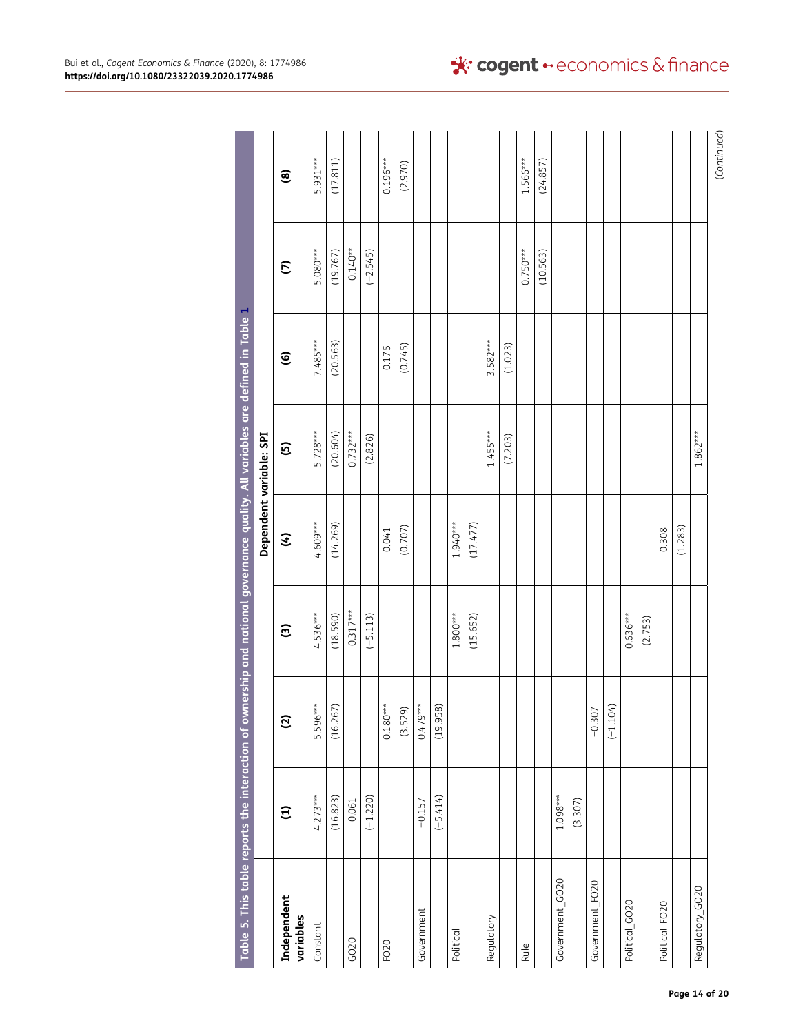**Table 5. This table reports the interaction of ownership and national governance quality. All variables are defined in Table 1**

| Independent variables | Dependent variable: SPI | | | | | | | |
|---|---|---|---|---|---|---|---|---|
| | (1) | (2) | (3) | (4) | (5) | (6) | (7) | (8) |
| Constant | 4.273*** | 5.596*** | 4.536*** | 4.609*** | 5.728*** | 7.485*** | 5.080*** | 5.931*** |
| | (16.823) | (16.267) | (18.590) | (14.269) | (20.604) | (20.563) | (19.767) | (17.811) |
| GO20 | −0.061 | | −0.317*** | | 0.732*** | | −0.140** | |
| | (−1.220) | | (−5.113) | | (2.826) | | (−2.545) | |
| FO20 | | 0.180*** | | 0.041 | | 0.175 | | 0.196*** |
| | | (3.529) | | (0.707) | | (0.745) | | (2.970) |
| Government | −0.157 | 0.479*** | | | | | | |
| | (−5.414) | (19.958) | | | | | | |
| Political | | | 1.800*** | 1.940*** | | | | |
| | | | (15.652) | (17.477) | | | | |
| Regulatory | | | | | 1.455*** | 3.582*** | | |
| | | | | | (7.203) | (1.023) | | |
| Rule | | | | | | | 0.750*** | 1.566*** |
| | | | | | | | (10.563) | (24.857) |
| Government_GO20 | 1.098*** | | | | | | | |
| | (3.307) | | | | | | | |
| Government_FO20 | | −0.307 | | | | | | |
| | | (−1.104) | | | | | | |
| Political_GO20 | | | 0.636*** | | | | | |
| | | | (2.753) | | | | | |
| Political_FO20 | | | | 0.308 | | | | |
| | | | | (1.283) | | | | |
| Regulatory_GO20 | | | | | 1.862*** | | | |

(Continued)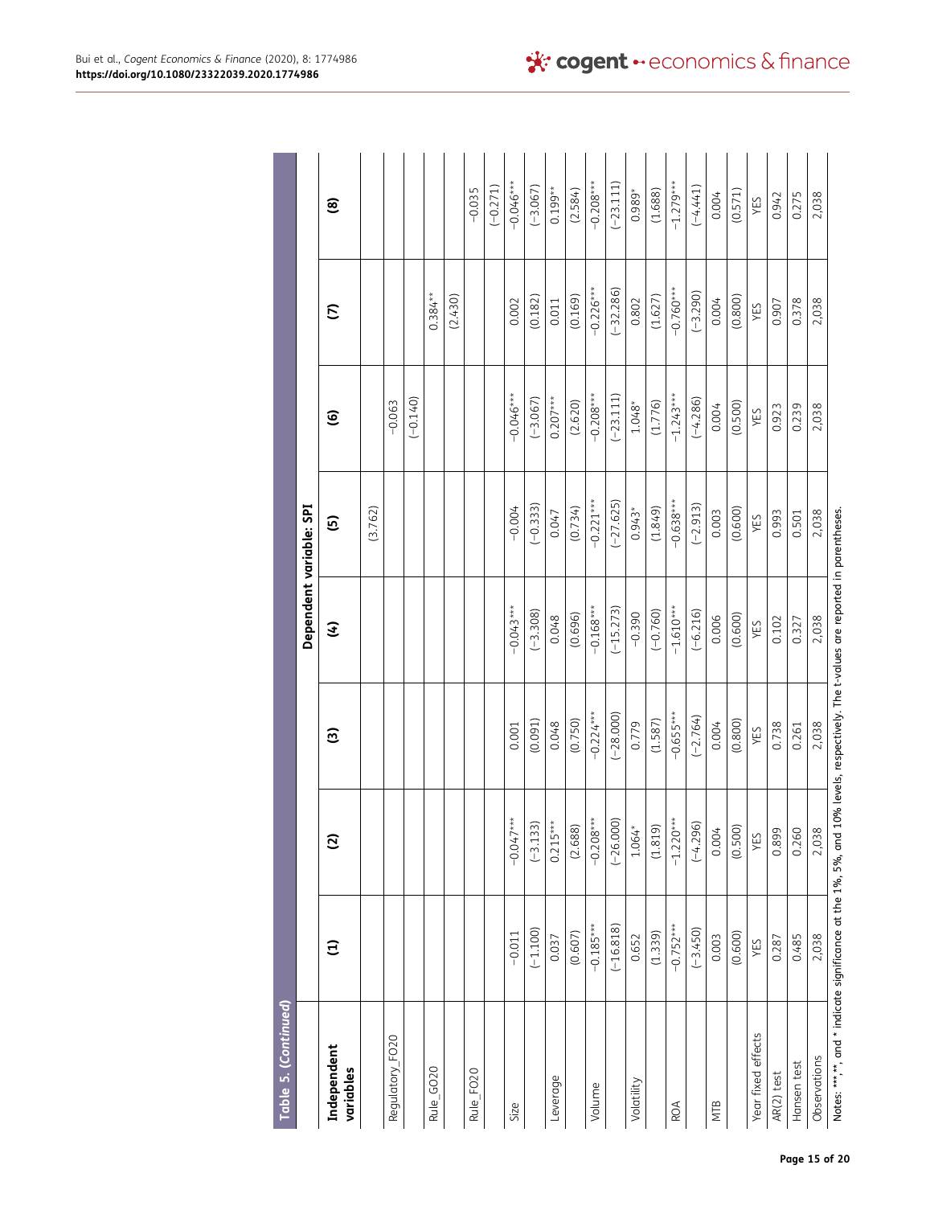**Table 5. (Continued)**

| Independent variables | Dependent variable: SPI | | | | | | | |
|---|---|---|---|---|---|---|---|---|
| | (1) | (2) | (3) | (4) | (5) | (6) | (7) | (8) |
| | | | | | (3.762) | | | |
| Regulatory_FO20 | | | | | | −0.063 | | |
| | | | | | | (−0.140) | | |
| Rule_GO20 | | | | | | | 0.384** | |
| | | | | | | | (2.430) | |
| Rule_FO20 | | | | | | | | −0.035 |
| | | | | | | | | (−0.271) |
| Size | −0.011 | −0.047*** | 0.001 | −0.043*** | −0.004 | −0.046*** | 0.002 | −0.046*** |
| | (−1.100) | (−3.133) | (0.091) | (−3.308) | (−0.333) | (−3.067) | (0.182) | (−3.067) |
| Leverage | 0.037 | 0.215*** | 0.048 | 0.048 | 0.047 | 0.207*** | 0.011 | 0.199** |
| | (0.607) | (2.688) | (0.750) | (0.696) | (0.734) | (2.620) | (0.169) | (2.584) |
| Volume | −0.185*** | −0.208*** | −0.224*** | −0.168*** | −0.221*** | −0.208*** | −0.226*** | −0.208*** |
| | (−16.818) | (−26.000) | (−28.000) | (−15.273) | (−27.625) | (−23.111) | (−32.286) | (−23.111) |
| Volatility | 0.652 | 1.064* | 0.779 | −0.390 | 0.943* | 1.048* | 0.802 | 0.989* |
| | (1.339) | (1.819) | (1.587) | (−0.760) | (1.849) | (1.776) | (1.627) | (1.688) |
| ROA | −0.752*** | −1.220*** | −0.655*** | −1.610*** | −0.638*** | −1.243*** | −0.760*** | −1.279*** |
| | (−3.450) | (−4.296) | (−2.764) | (−6.216) | (−2.913) | (−4.286) | (−3.290) | (−4.441) |
| MTB | 0.003 | 0.004 | 0.004 | 0.006 | 0.003 | 0.004 | 0.004 | 0.004 |
| | (0.600) | (0.500) | (0.800) | (0.600) | (0.600) | (0.500) | (0.800) | (0.571) |
| Year fixed effects | YES | YES | YES | YES | YES | YES | YES | YES |
| AR(2) test | 0.287 | 0.899 | 0.738 | 0.102 | 0.993 | 0.923 | 0.907 | 0.942 |
| Hansen test | 0.485 | 0.260 | 0.261 | 0.327 | 0.501 | 0.239 | 0.378 | 0.275 |
| Observations | 2,038 | 2,038 | 2,038 | 2,038 | 2,038 | 2,038 | 2,038 | 2,038 |

Notes: ***, **, and * indicate significance at the 1%, 5%, and 10% levels, respectively. The t-values are reported in parentheses.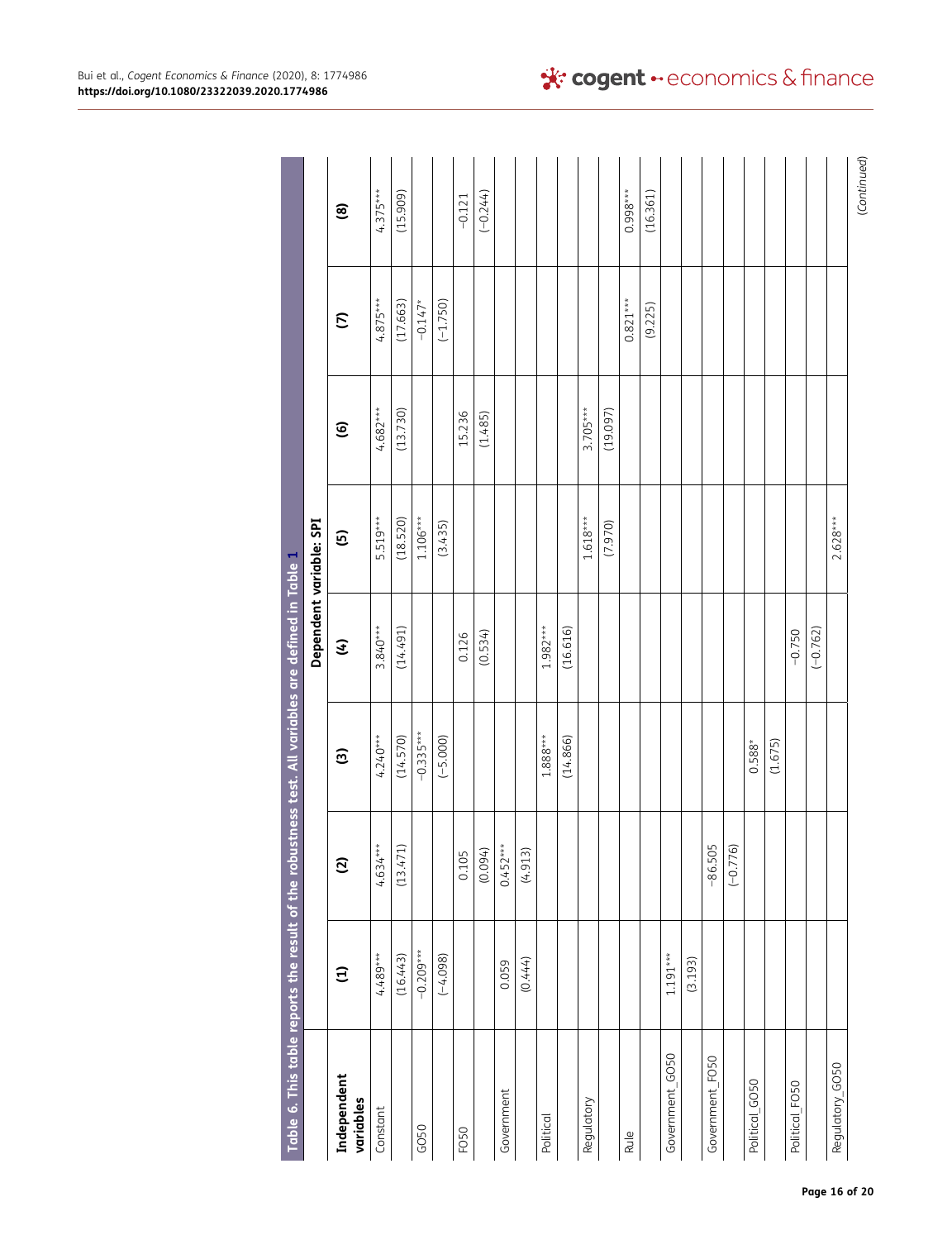**Table 6. This table reports the result of the robustness test. All variables are defined in Table 1**

| Independent variables | Dependent variable: SPI | | | | | | | |
|---|---|---|---|---|---|---|---|---|
| | (1) | (2) | (3) | (4) | (5) | (6) | (7) | (8) |
| Constant | 4.489*** | 4.634*** | 4.240*** | 3.840*** | 5.519*** | 4.682*** | 4.875*** | 4.375*** |
| | (16.443) | (13.471) | (14.570) | (14.491) | (18.520) | (13.730) | (17.663) | (15.909) |
| GO50 | −0.209*** | | −0.335*** | | 1.106*** | | −0.147* | |
| | (−4.098) | | (−5.000) | | (3.435) | | (−1.750) | |
| FO50 | | 0.105 | | 0.126 | | 15.236 | | −0.121 |
| | | (0.094) | | (0.534) | | (1.485) | | (−0.244) |
| Government | 0.059 | 0.452*** | | | | | | |
| | (0.444) | (4.913) | | | | | | |
| Political | | | 1.888*** | 1.982*** | | | | |
| | | | (14.866) | (16.616) | | | | |
| Regulatory | | | | | 1.618*** | 3.705*** | | |
| | | | | | (7.970) | (19.097) | | |
| Rule | | | | | | | 0.821*** | 0.998*** |
| | | | | | | | (9.225) | (16.361) |
| Government_GO50 | 1.191*** | | | | | | | |
| | (3.193) | | | | | | | |
| Government_FO50 | | −86.505 | | | | | | |
| | | (−0.776) | | | | | | |
| Political_GO50 | | | 0.588* | | | | | |
| | | | (1.675) | | | | | |
| Political_FO50 | | | | −0.750 | | | | |
| | | | | (−0.762) | | | | |
| Regulatory_GO50 | | | | | 2.628*** | | | |

(Continued)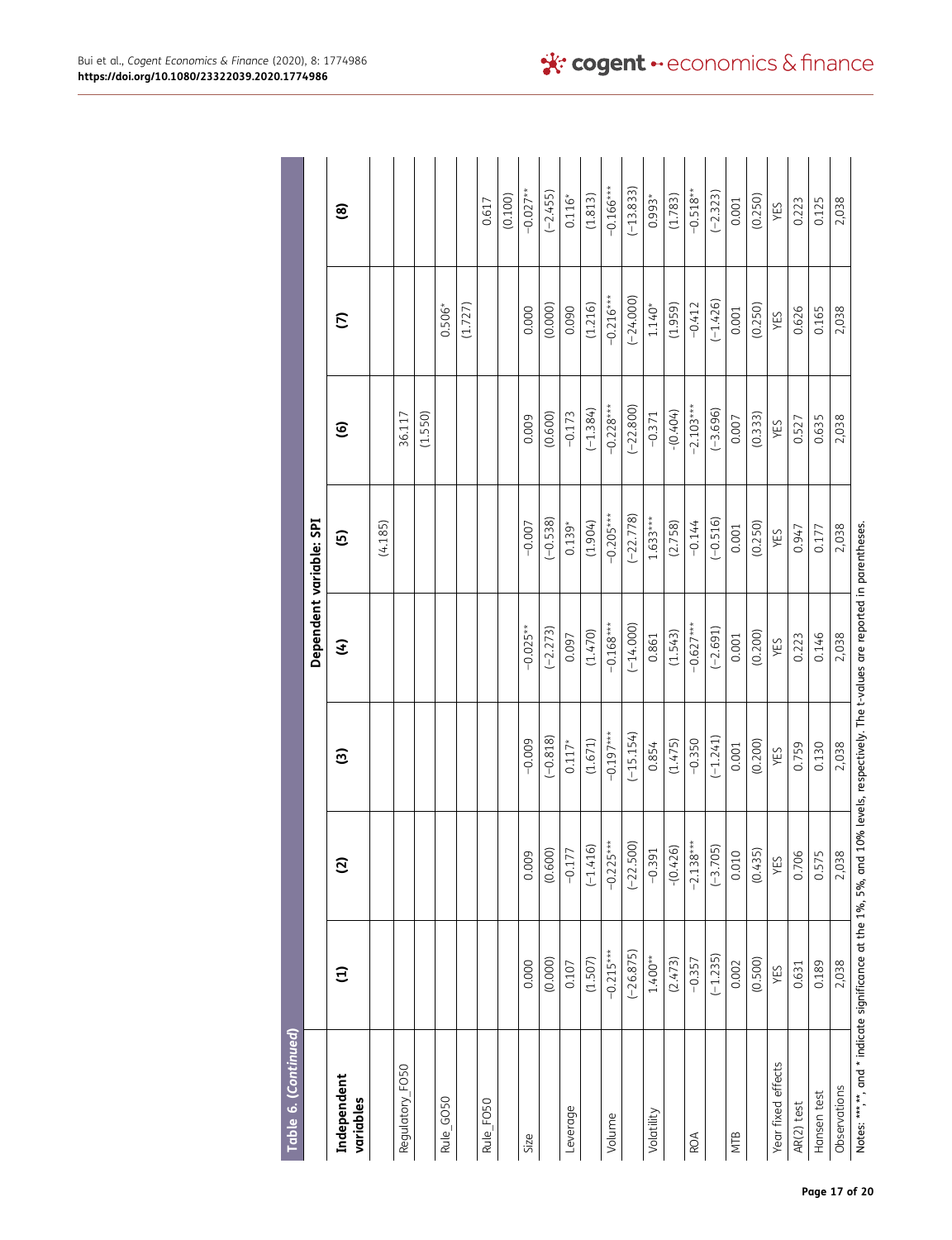**Table 6. (Continued)**

| Independent variables | (1) | (2) | (3) | (4) | (5) | (6) | (7) | (8) |
|---|---|---|---|---|---|---|---|---|
| | Dependent variable: SPI | | | | | | | |
| | | | | | (4.185) | | | |
| Regulatory_FO50 | | | | | | 36.117 | | |
| | | | | | | (1.550) | | |
| Rule_GO50 | | | | | | | 0.506* | |
| | | | | | | | (1.727) | |
| Rule_FO50 | | | | | | | | 0.617 |
| | | | | | | | | (0.100) |
| Size | 0.000 | 0.009 | −0.009 | −0.025** | −0.007 | 0.009 | 0.000 | −0.027** |
| | (0.000) | (0.600) | (−0.818) | (−2.273) | (−0.538) | (0.600) | (0.000) | (−2.455) |
| Leverage | 0.107 | −0.177 | 0.117* | 0.097 | 0.139* | −0.173 | 0.090 | 0.116* |
| | (1.507) | (−1.416) | (1.671) | (1.470) | (1.904) | (−1.384) | (1.216) | (1.813) |
| Volume | −0.215*** | −0.225*** | −0.197*** | −0.168*** | −0.205*** | −0.228*** | −0.216*** | −0.166*** |
| | (−26.875) | (−22.500) | (−15.154) | (−14.000) | (−22.778) | (−22.800) | (−24.000) | (−13.833) |
| Volatility | 1.400** | −0.391 | 0.854 | 0.861 | 1.633*** | −0.371 | 1.140* | 0.993* |
| | (2.473) | -(0.426) | (1.475) | (1.543) | (2.758) | -(0.404) | (1.959) | (1.783) |
| ROA | −0.357 | −2.138*** | −0.350 | −0.627*** | −0.144 | −2.103*** | −0.412 | −0.518** |
| | (−1.235) | (−3.705) | (−1.241) | (−2.691) | (−0.516) | (−3.696) | (−1.426) | (−2.323) |
| MTB | 0.002 | 0.010 | 0.001 | 0.001 | 0.001 | 0.007 | 0.001 | 0.001 |
| | (0.500) | (0.435) | (0.200) | (0.200) | (0.250) | (0.333) | (0.250) | (0.250) |
| Year fixed effects | YES | YES | YES | YES | YES | YES | YES | YES |
| AR(2) test | 0.631 | 0.706 | 0.759 | 0.223 | 0.947 | 0.527 | 0.626 | 0.223 |
| Hansen test | 0.189 | 0.575 | 0.130 | 0.146 | 0.177 | 0.635 | 0.165 | 0.125 |
| Observations | 2,038 | 2,038 | 2,038 | 2,038 | 2,038 | 2,038 | 2,038 | 2,038 |

Notes: ***,**, and * indicate significance at the 1%, 5%, and 10% levels, respectively. The t-values are reported in parentheses.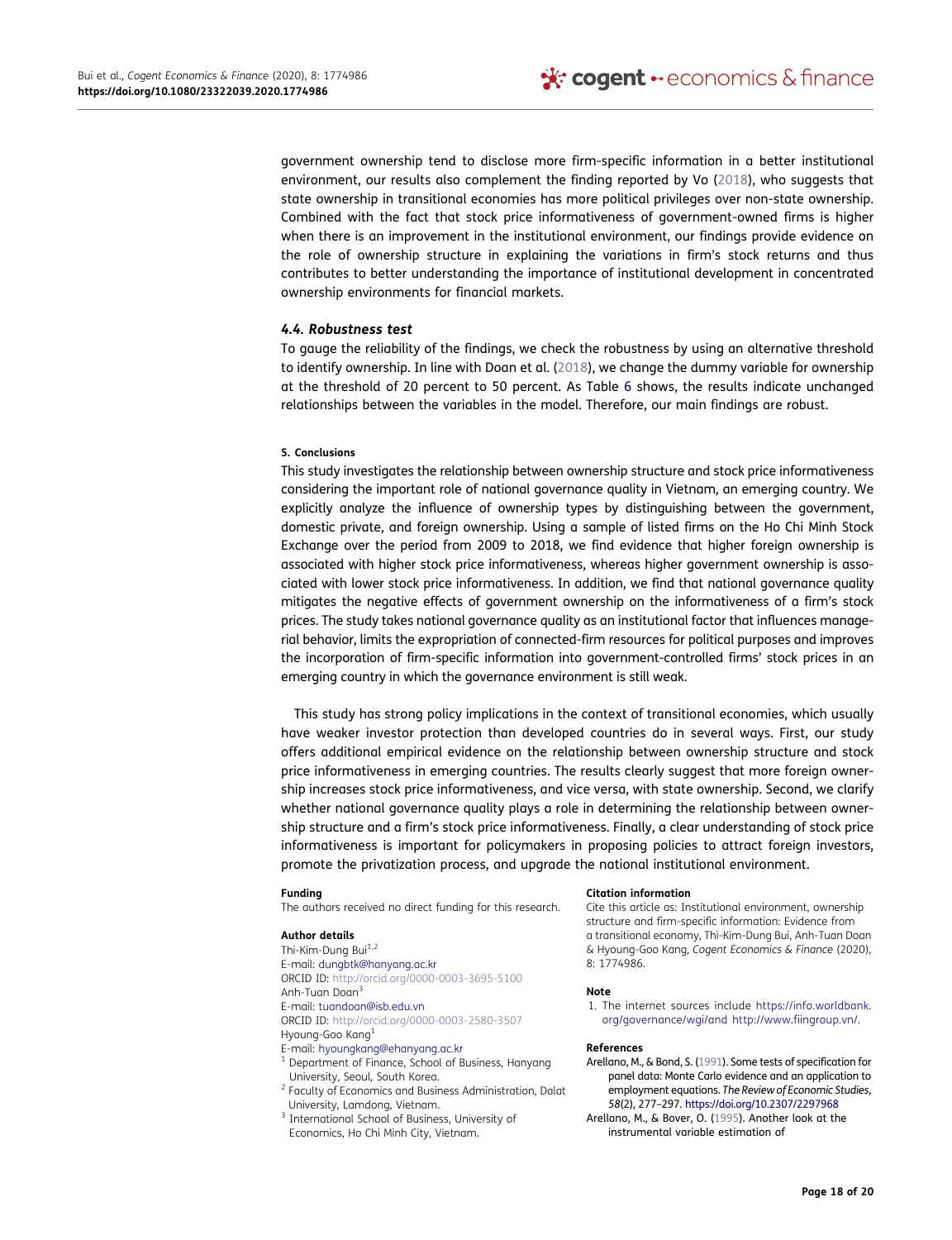government ownership tend to disclose more firm-specific information in a better institutional environment, our results also complement the finding reported by Vo (2018), who suggests that state ownership in transitional economies has more political privileges over non-state ownership. Combined with the fact that stock price informativeness of government-owned firms is higher when there is an improvement in the institutional environment, our findings provide evidence on the role of ownership structure in explaining the variations in firm's stock returns and thus contributes to better understanding the importance of institutional development in concentrated ownership environments for financial markets.

### *4.4. Robustness test*

To gauge the reliability of the findings, we check the robustness by using an alternative threshold to identify ownership. In line with Doan et al. (2018), we change the dummy variable for ownership at the threshold of 20 percent to 50 percent. As Table 6 shows, the results indicate unchanged relationships between the variables in the model. Therefore, our main findings are robust.

## 5. Conclusions

This study investigates the relationship between ownership structure and stock price informativeness considering the important role of national governance quality in Vietnam, an emerging country. We explicitly analyze the influence of ownership types by distinguishing between the government, domestic private, and foreign ownership. Using a sample of listed firms on the Ho Chi Minh Stock Exchange over the period from 2009 to 2018, we find evidence that higher foreign ownership is associated with higher stock price informativeness, whereas higher government ownership is associated with lower stock price informativeness. In addition, we find that national governance quality mitigates the negative effects of government ownership on the informativeness of a firm's stock prices. The study takes national governance quality as an institutional factor that influences managerial behavior, limits the expropriation of connected-firm resources for political purposes and improves the incorporation of firm-specific information into government-controlled firms' stock prices in an emerging country in which the governance environment is still weak.

This study has strong policy implications in the context of transitional economies, which usually have weaker investor protection than developed countries do in several ways. First, our study offers additional empirical evidence on the relationship between ownership structure and stock price informativeness in emerging countries. The results clearly suggest that more foreign ownership increases stock price informativeness, and vice versa, with state ownership. Second, we clarify whether national governance quality plays a role in determining the relationship between ownership structure and a firm's stock price informativeness. Finally, a clear understanding of stock price informativeness is important for policymakers in proposing policies to attract foreign investors, promote the privatization process, and upgrade the national institutional environment.

**Funding**

The authors received no direct funding for this research.

**Author details**

Thi-Kim-Dung Bui[1,2]
E-mail: dungbtk@hanyang.ac.kr
ORCID ID: http://orcid.org/0000-0003-3695-5100
Anh-Tuan Doan[3]
E-mail: tuandoan@isb.edu.vn
ORCID ID: http://orcid.org/0000-0003-2580-3507
Hyoung-Goo Kang[1]
E-mail: hyoungkang@ehanyang.ac.kr

[1] Department of Finance, School of Business, Hanyang University, Seoul, South Korea.
[2] Faculty of Economics and Business Administration, Dalat University, Lamdong, Vietnam.
[3] International School of Business, University of Economics, Ho Chi Minh City, Vietnam.

**Citation information**

Cite this article as: Institutional environment, ownership structure and firm-specific information: Evidence from a transitional economy, Thi-Kim-Dung Bui, Anh-Tuan Doan & Hyoung-Goo Kang, *Cogent Economics & Finance* (2020), 8: 1774986.

**Note**

1. The internet sources include https://info.worldbank.org/governance/wgi/and http://www.fiingroup.vn/.

**References**

Arellano, M., & Bond, S. (1991). Some tests of specification for panel data: Monte Carlo evidence and an application to employment equations. *The Review of Economic Studies*, *58*(2), 277–297. https://doi.org/10.2307/2297968

Arellano, M., & Bover, O. (1995). Another look at the instrumental variable estimation of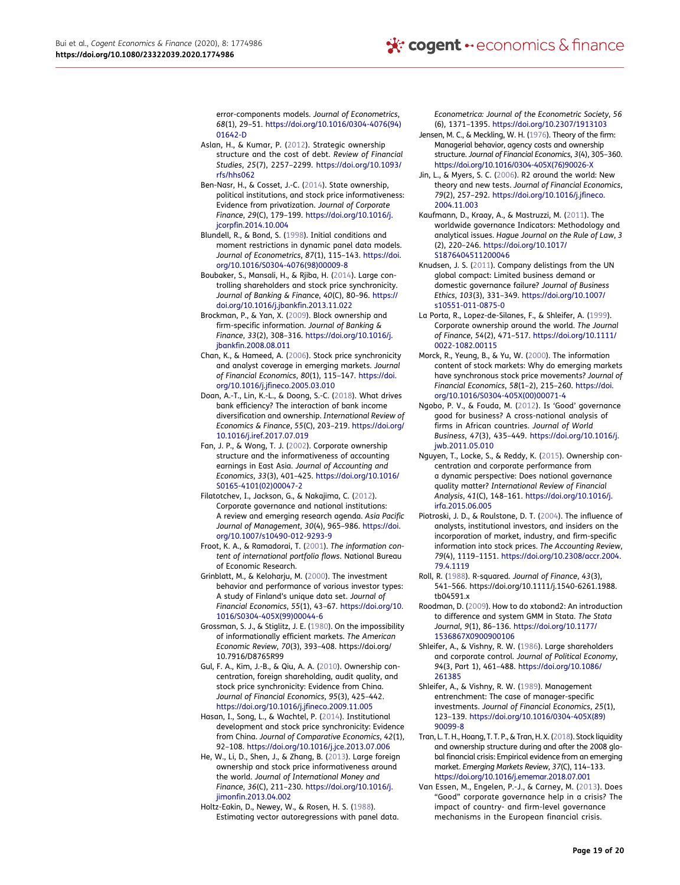error-components models. *Journal of Econometrics*, *68*(1), 29–51. https://doi.org/10.1016/0304-4076(94)01642-D

Aslan, H., & Kumar, P. (2012). Strategic ownership structure and the cost of debt. *Review of Financial Studies*, *25*(7), 2257–2299. https://doi.org/10.1093/rfs/hhs062

Ben-Nasr, H., & Cosset, J.-C. (2014). State ownership, political institutions, and stock price informativeness: Evidence from privatization. *Journal of Corporate Finance*, *29*(C), 179–199. https://doi.org/10.1016/j.jcorpfin.2014.10.004

Blundell, R., & Bond, S. (1998). Initial conditions and moment restrictions in dynamic panel data models. *Journal of Econometrics*, *87*(1), 115–143. https://doi.org/10.1016/S0304-4076(98)00009-8

Boubaker, S., Mansali, H., & Rjiba, H. (2014). Large controlling shareholders and stock price synchronicity. *Journal of Banking & Finance*, *40*(C), 80–96. https://doi.org/10.1016/j.jbankfin.2013.11.022

Brockman, P., & Yan, X. (2009). Block ownership and firm-specific information. *Journal of Banking & Finance*, *33*(2), 308–316. https://doi.org/10.1016/j.jbankfin.2008.08.011

Chan, K., & Hameed, A. (2006). Stock price synchronicity and analyst coverage in emerging markets. *Journal of Financial Economics*, *80*(1), 115–147. https://doi.org/10.1016/j.jfineco.2005.03.010

Doan, A.-T., Lin, K.-L., & Doong, S.-C. (2018). What drives bank efficiency? The interaction of bank income diversification and ownership. *International Review of Economics & Finance*, *55*(C), 203–219. https://doi.org/10.1016/j.iref.2017.07.019

Fan, J. P., & Wong, T. J. (2002). Corporate ownership structure and the informativeness of accounting earnings in East Asia. *Journal of Accounting and Economics*, *33*(3), 401–425. https://doi.org/10.1016/S0165-4101(02)00047-2

Filatotchev, I., Jackson, G., & Nakajima, C. (2012). Corporate governance and national institutions: A review and emerging research agenda. *Asia Pacific Journal of Management*, *30*(4), 965–986. https://doi.org/10.1007/s10490-012-9293-9

Froot, K. A., & Ramadorai, T. (2001). *The information content of international portfolio flows*. National Bureau of Economic Research.

Grinblatt, M., & Keloharju, M. (2000). The investment behavior and performance of various investor types: A study of Finland's unique data set. *Journal of Financial Economics*, *55*(1), 43–67. https://doi.org/10.1016/S0304-405X(99)00044-6

Grossman, S. J., & Stiglitz, J. E. (1980). On the impossibility of informationally efficient markets. *The American Economic Review*, *70*(3), 393–408. https://doi.org/10.7916/D8765R99

Gul, F. A., Kim, J.-B., & Qiu, A. A. (2010). Ownership concentration, foreign shareholding, audit quality, and stock price synchronicity: Evidence from China. *Journal of Financial Economics*, *95*(3), 425–442. https://doi.org/10.1016/j.jfineco.2009.11.005

Hasan, I., Song, L., & Wachtel, P. (2014). Institutional development and stock price synchronicity: Evidence from China. *Journal of Comparative Economics*, *42*(1), 92–108. https://doi.org/10.1016/j.jce.2013.07.006

He, W., Li, D., Shen, J., & Zhang, B. (2013). Large foreign ownership and stock price informativeness around the world. *Journal of International Money and Finance*, *36*(C), 211–230. https://doi.org/10.1016/j.jimonfin.2013.04.002

Holtz-Eakin, D., Newey, W., & Rosen, H. S. (1988). Estimating vector autoregressions with panel data. *Econometrica: Journal of the Econometric Society*, *56*(6), 1371–1395. https://doi.org/10.2307/1913103

Jensen, M. C., & Meckling, W. H. (1976). Theory of the firm: Managerial behavior, agency costs and ownership structure. *Journal of Financial Economics*, *3*(4), 305–360. https://doi.org/10.1016/0304-405X(76)90026-X

Jin, L., & Myers, S. C. (2006). R2 around the world: New theory and new tests. *Journal of Financial Economics*, *79*(2), 257–292. https://doi.org/10.1016/j.jfineco.2004.11.003

Kaufmann, D., Kraay, A., & Mastruzzi, M. (2011). The worldwide governance Indicators: Methodology and analytical issues. *Hague Journal on the Rule of Law*, *3*(2), 220–246. https://doi.org/10.1017/S1876404511200046

Knudsen, J. S. (2011). Company delistings from the UN global compact: Limited business demand or domestic governance failure? *Journal of Business Ethics*, *103*(3), 331–349. https://doi.org/10.1007/s10551-011-0875-0

La Porta, R., Lopez-de-Silanes, F., & Shleifer, A. (1999). Corporate ownership around the world. *The Journal of Finance*, *54*(2), 471–517. https://doi.org/10.1111/0022-1082.00115

Morck, R., Yeung, B., & Yu, W. (2000). The information content of stock markets: Why do emerging markets have synchronous stock price movements? *Journal of Financial Economics*, *58*(1–2), 215–260. https://doi.org/10.1016/S0304-405X(00)00071-4

Ngobo, P. V., & Fouda, M. (2012). Is 'Good' governance good for business? A cross-national analysis of firms in African countries. *Journal of World Business*, *47*(3), 435–449. https://doi.org/10.1016/j.jwb.2011.05.010

Nguyen, T., Locke, S., & Reddy, K. (2015). Ownership concentration and corporate performance from a dynamic perspective: Does national governance quality matter? *International Review of Financial Analysis*, *41*(C), 148–161. https://doi.org/10.1016/j.irfa.2015.06.005

Piotroski, J. D., & Roulstone, D. T. (2004). The influence of analysts, institutional investors, and insiders on the incorporation of market, industry, and firm-specific information into stock prices. *The Accounting Review*, *79*(4), 1119–1151. https://doi.org/10.2308/accr.2004.79.4.1119

Roll, R. (1988). R-squared. *Journal of Finance*, *43*(3), 541–566. https://doi.org/10.1111/j.1540-6261.1988.tb04591.x

Roodman, D. (2009). How to do xtabond2: An introduction to difference and system GMM in Stata. *The Stata Journal*, *9*(1), 86–136. https://doi.org/10.1177/1536867X0900900106

Shleifer, A., & Vishny, R. W. (1986). Large shareholders and corporate control. *Journal of Political Economy*, *94*(3, Part 1), 461–488. https://doi.org/10.1086/261385

Shleifer, A., & Vishny, R. W. (1989). Management entrenchment: The case of manager-specific investments. *Journal of Financial Economics*, *25*(1), 123–139. https://doi.org/10.1016/0304-405X(89)90099-8

Tran, L. T. H., Hoang, T. T. P., & Tran, H. X. (2018). Stock liquidity and ownership structure during and after the 2008 global financial crisis: Empirical evidence from an emerging market. *Emerging Markets Review*, *37*(C), 114–133. https://doi.org/10.1016/j.ememar.2018.07.001

Van Essen, M., Engelen, P.-J., & Carney, M. (2013). Does "Good" corporate governance help in a crisis? The impact of country- and firm-level governance mechanisms in the European financial crisis.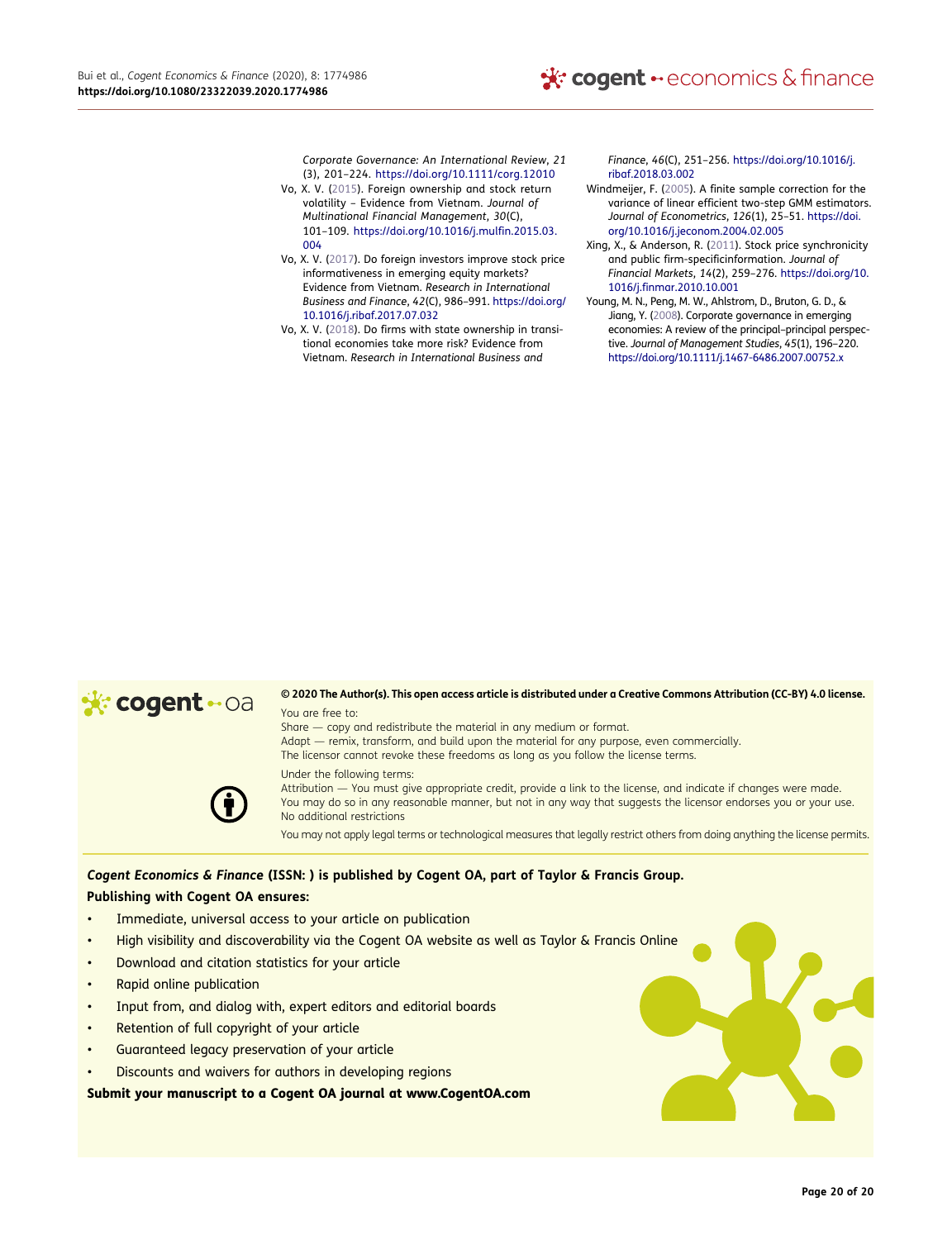Corporate Governance: An International Review, 21 (3), 201–224. https://doi.org/10.1111/corg.12010

Vo, X. V. (2015). Foreign ownership and stock return volatility – Evidence from Vietnam. *Journal of Multinational Financial Management*, *30*(C), 101–109. https://doi.org/10.1016/j.mulfin.2015.03.004

Vo, X. V. (2017). Do foreign investors improve stock price informativeness in emerging equity markets? Evidence from Vietnam. *Research in International Business and Finance*, *42*(C), 986–991. https://doi.org/10.1016/j.ribaf.2017.07.032

Vo, X. V. (2018). Do firms with state ownership in transitional economies take more risk? Evidence from Vietnam. *Research in International Business and Finance*, *46*(C), 251–256. https://doi.org/10.1016/j.ribaf.2018.03.002

Windmeijer, F. (2005). A finite sample correction for the variance of linear efficient two-step GMM estimators. *Journal of Econometrics*, *126*(1), 25–51. https://doi.org/10.1016/j.jeconom.2004.02.005

Xing, X., & Anderson, R. (2011). Stock price synchronicity and public firm-specificinformation. *Journal of Financial Markets*, *14*(2), 259–276. https://doi.org/10.1016/j.finmar.2010.10.001

Young, M. N., Peng, M. W., Ahlstrom, D., Bruton, G. D., & Jiang, Y. (2008). Corporate governance in emerging economies: A review of the principal–principal perspective. *Journal of Management Studies*, *45*(1), 196–220. https://doi.org/10.1111/j.1467-6486.2007.00752.x

**© 2020 The Author(s). This open access article is distributed under a Creative Commons Attribution (CC-BY) 4.0 license.**

You are free to:

Share — copy and redistribute the material in any medium or format.

Adapt — remix, transform, and build upon the material for any purpose, even commercially.

The licensor cannot revoke these freedoms as long as you follow the license terms.

Under the following terms:

Attribution — You must give appropriate credit, provide a link to the license, and indicate if changes were made. You may do so in any reasonable manner, but not in any way that suggests the licensor endorses you or your use.

No additional restrictions

You may not apply legal terms or technological measures that legally restrict others from doing anything the license permits.

***Cogent Economics & Finance*** **(ISSN: ) is published by Cogent OA, part of Taylor & Francis Group.**

**Publishing with Cogent OA ensures:**

- Immediate, universal access to your article on publication
- High visibility and discoverability via the Cogent OA website as well as Taylor & Francis Online
- Download and citation statistics for your article
- Rapid online publication
- Input from, and dialog with, expert editors and editorial boards
- Retention of full copyright of your article
- Guaranteed legacy preservation of your article
- Discounts and waivers for authors in developing regions

**Submit your manuscript to a Cogent OA journal at www.CogentOA.com**